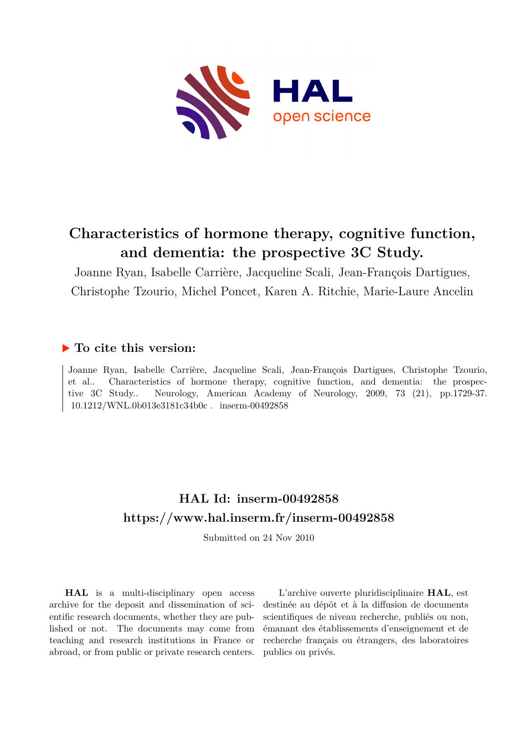# Characteristics of hormone therapy, cognitive function, and dementia: the prospective 3C Study.

Joanne Ryan, Isabelle Carrière, Jacqueline Scali, Jean-François Dartigues, Christophe Tzourio, Michel Poncet, Karen A. Ritchie, Marie-Laure Ancelin

## ▶ To cite this version:

Joanne Ryan, Isabelle Carrière, Jacqueline Scali, Jean-François Dartigues, Christophe Tzourio, et al.. Characteristics of hormone therapy, cognitive function, and dementia: the prospective 3C Study.. Neurology, American Academy of Neurology, 2009, 73 (21), pp.1729-37. 10.1212/WNL.0b013e3181c34b0c . inserm-00492858

## HAL Id: inserm-00492858
## https://www.hal.inserm.fr/inserm-00492858

Submitted on 24 Nov 2010

**HAL** is a multi-disciplinary open access archive for the deposit and dissemination of scientific research documents, whether they are published or not. The documents may come from teaching and research institutions in France or abroad, or from public or private research centers.

L'archive ouverte pluridisciplinaire **HAL**, est destinée au dépôt et à la diffusion de documents scientifiques de niveau recherche, publiés ou non, émanant des établissements d'enseignement et de recherche français ou étrangers, des laboratoires publics ou privés.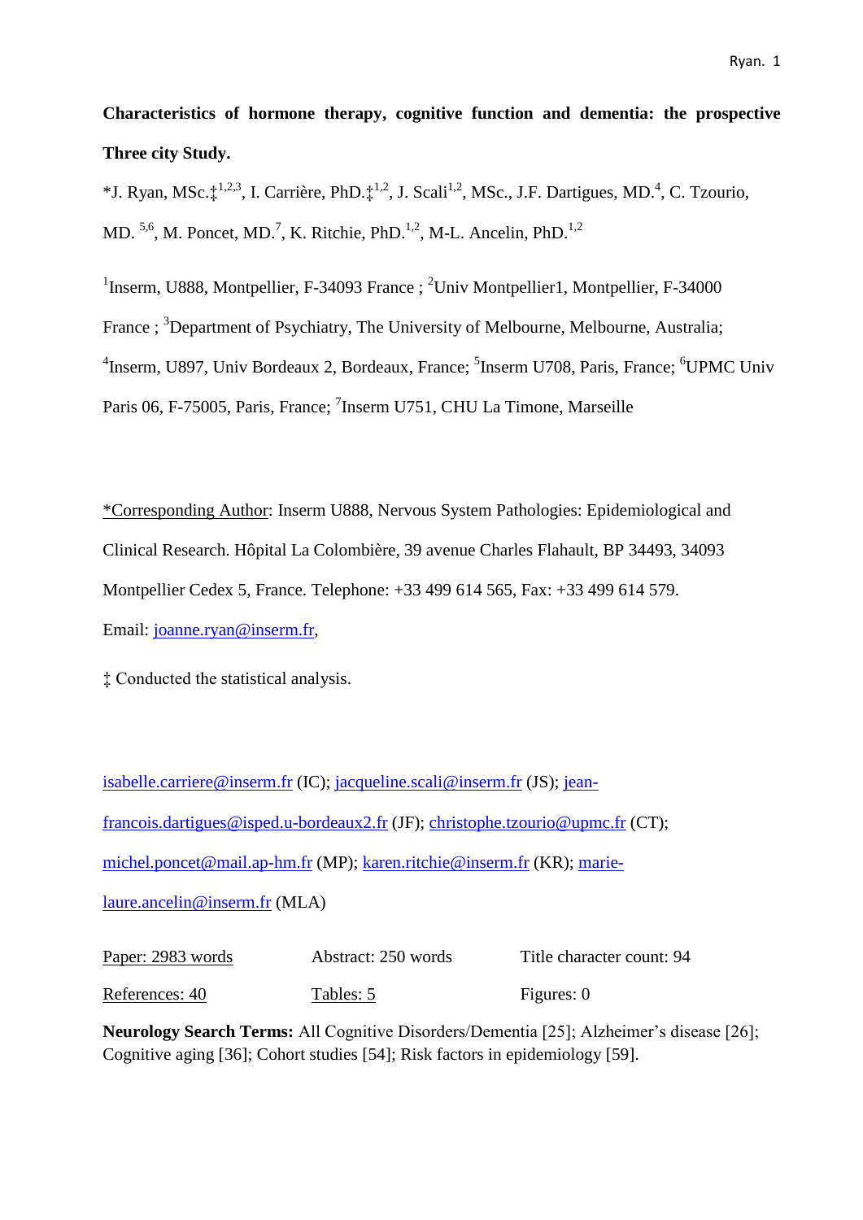**Characteristics of hormone therapy, cognitive function and dementia: the prospective Three city Study.**

*J. Ryan, MSc.‡[1,2,3], I. Carrière, PhD.‡[1,2], J. Scali[1,2], MSc., J.F. Dartigues, MD.[4], C. Tzourio, MD. [5,6], M. Poncet, MD.[7], K. Ritchie, PhD.[1,2], M-L. Ancelin, PhD.[1,2]

[1]Inserm, U888, Montpellier, F-34093 France ; [2]Univ Montpellier1, Montpellier, F-34000 France ; [3]Department of Psychiatry, The University of Melbourne, Melbourne, Australia; [4]Inserm, U897, Univ Bordeaux 2, Bordeaux, France; [5]Inserm U708, Paris, France; [6]UPMC Univ Paris 06, F-75005, Paris, France; [7]Inserm U751, CHU La Timone, Marseille

*Corresponding Author: Inserm U888, Nervous System Pathologies: Epidemiological and Clinical Research. Hôpital La Colombière, 39 avenue Charles Flahault, BP 34493, 34093 Montpellier Cedex 5, France. Telephone: +33 499 614 565, Fax: +33 499 614 579.

Email: joanne.ryan@inserm.fr,

‡ Conducted the statistical analysis.

isabelle.carriere@inserm.fr (IC); jacqueline.scali@inserm.fr (JS); jean-francois.dartigues@isped.u-bordeaux2.fr (JF); christophe.tzourio@upmc.fr (CT); michel.poncet@mail.ap-hm.fr (MP); karen.ritchie@inserm.fr (KR); marie-laure.ancelin@inserm.fr (MLA)

| Paper: 2983 words | Abstract: 250 words | Title character count: 94 |
|---|---|---|
| References: 40 | Tables: 5 | Figures: 0 |

**Neurology Search Terms:** All Cognitive Disorders/Dementia [25]; Alzheimer's disease [26]; Cognitive aging [36]; Cohort studies [54]; Risk factors in epidemiology [59].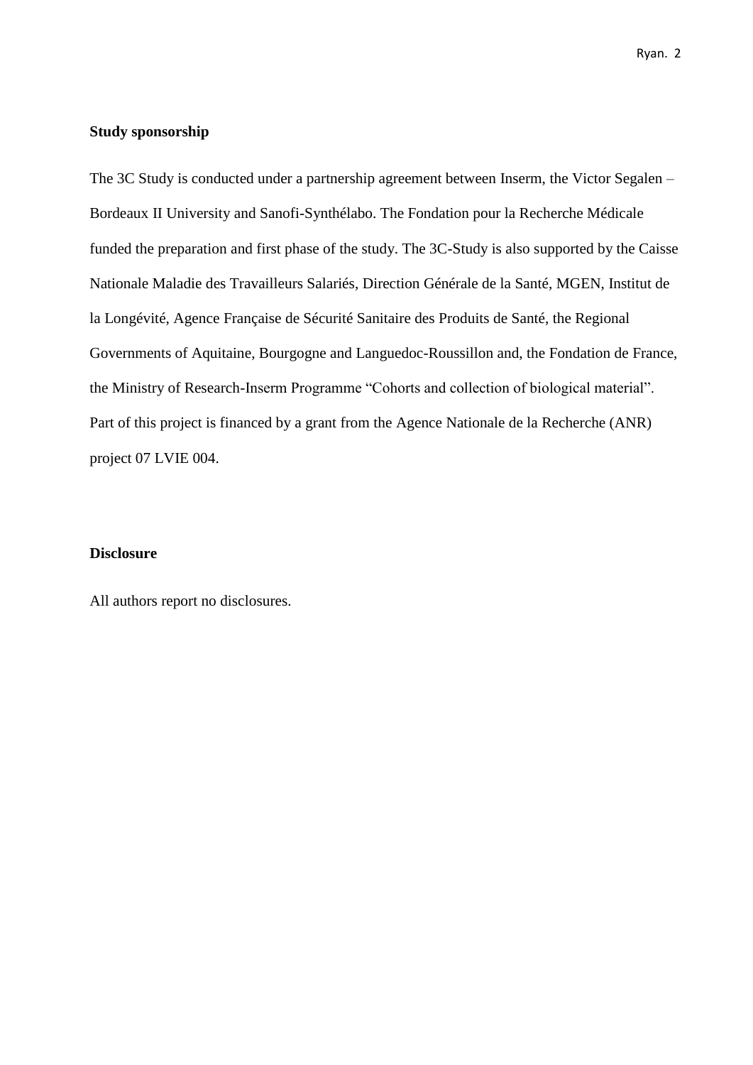**Study sponsorship**

The 3C Study is conducted under a partnership agreement between Inserm, the Victor Segalen – Bordeaux II University and Sanofi-Synthélabo. The Fondation pour la Recherche Médicale funded the preparation and first phase of the study. The 3C-Study is also supported by the Caisse Nationale Maladie des Travailleurs Salariés, Direction Générale de la Santé, MGEN, Institut de la Longévité, Agence Française de Sécurité Sanitaire des Produits de Santé, the Regional Governments of Aquitaine, Bourgogne and Languedoc-Roussillon and, the Fondation de France, the Ministry of Research-Inserm Programme "Cohorts and collection of biological material". Part of this project is financed by a grant from the Agence Nationale de la Recherche (ANR) project 07 LVIE 004.

**Disclosure**

All authors report no disclosures.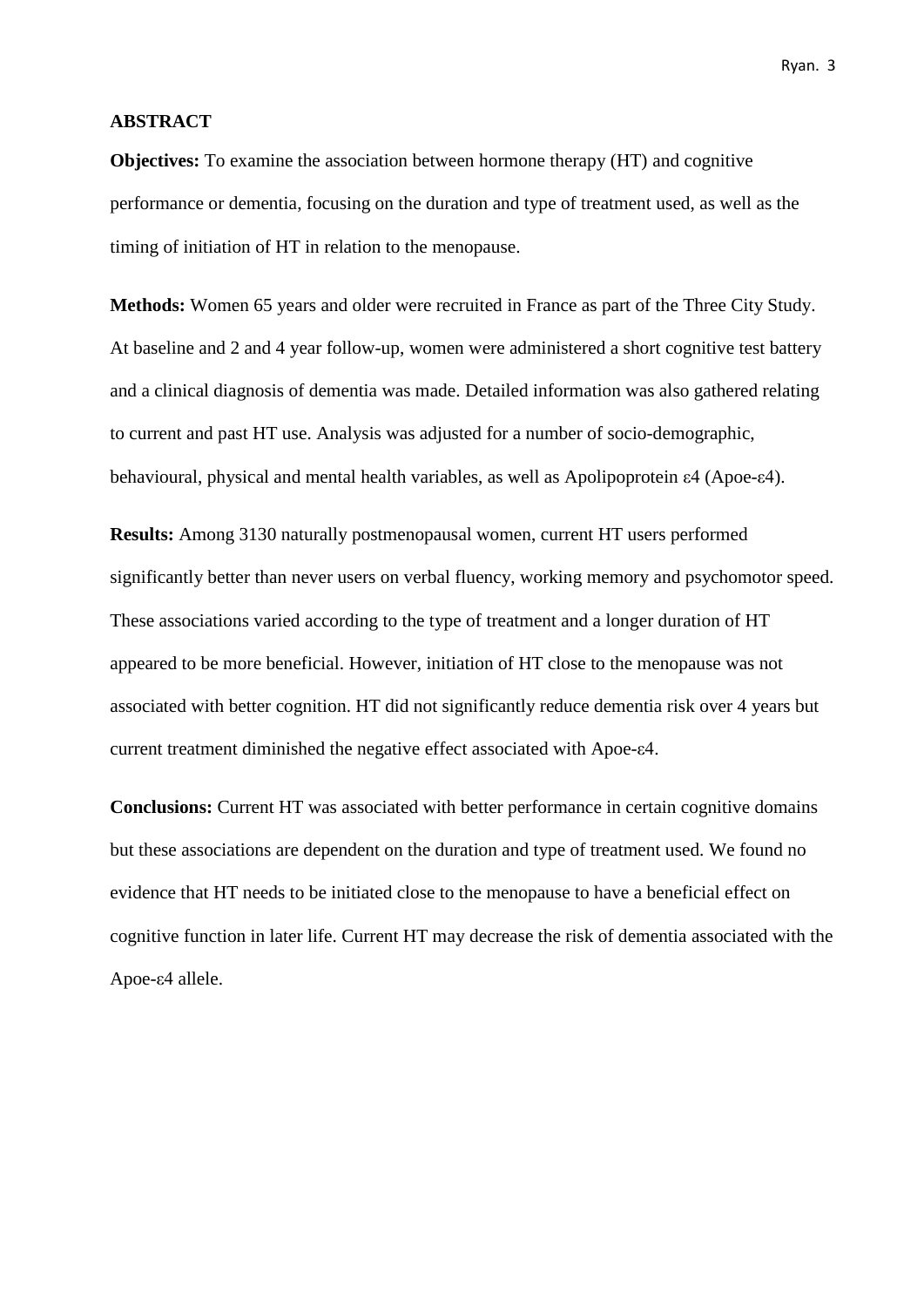## ABSTRACT

**Objectives:** To examine the association between hormone therapy (HT) and cognitive performance or dementia, focusing on the duration and type of treatment used, as well as the timing of initiation of HT in relation to the menopause.

**Methods:** Women 65 years and older were recruited in France as part of the Three City Study. At baseline and 2 and 4 year follow-up, women were administered a short cognitive test battery and a clinical diagnosis of dementia was made. Detailed information was also gathered relating to current and past HT use. Analysis was adjusted for a number of socio-demographic, behavioural, physical and mental health variables, as well as Apolipoprotein ε4 (Apoe-ε4).

**Results:** Among 3130 naturally postmenopausal women, current HT users performed significantly better than never users on verbal fluency, working memory and psychomotor speed. These associations varied according to the type of treatment and a longer duration of HT appeared to be more beneficial. However, initiation of HT close to the menopause was not associated with better cognition. HT did not significantly reduce dementia risk over 4 years but current treatment diminished the negative effect associated with Apoe-ε4.

**Conclusions:** Current HT was associated with better performance in certain cognitive domains but these associations are dependent on the duration and type of treatment used. We found no evidence that HT needs to be initiated close to the menopause to have a beneficial effect on cognitive function in later life. Current HT may decrease the risk of dementia associated with the Apoe-ε4 allele.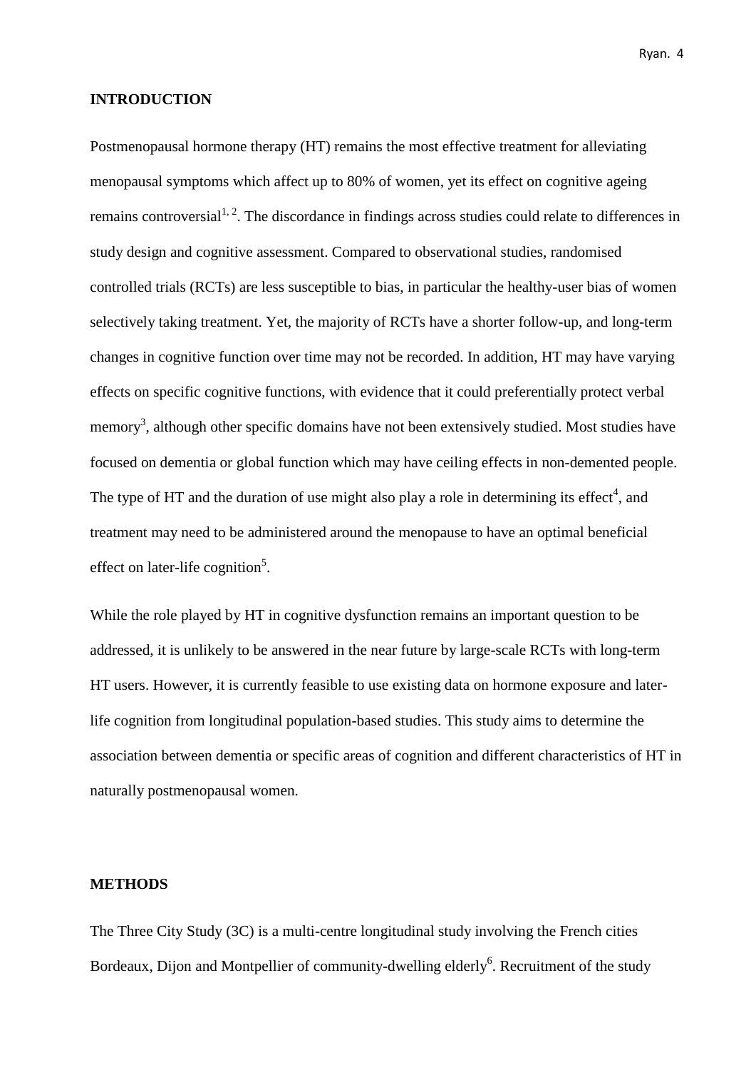## INTRODUCTION

Postmenopausal hormone therapy (HT) remains the most effective treatment for alleviating menopausal symptoms which affect up to 80% of women, yet its effect on cognitive ageing remains controversial[1, 2]. The discordance in findings across studies could relate to differences in study design and cognitive assessment. Compared to observational studies, randomised controlled trials (RCTs) are less susceptible to bias, in particular the healthy-user bias of women selectively taking treatment. Yet, the majority of RCTs have a shorter follow-up, and long-term changes in cognitive function over time may not be recorded. In addition, HT may have varying effects on specific cognitive functions, with evidence that it could preferentially protect verbal memory[3], although other specific domains have not been extensively studied. Most studies have focused on dementia or global function which may have ceiling effects in non-demented people. The type of HT and the duration of use might also play a role in determining its effect[4], and treatment may need to be administered around the menopause to have an optimal beneficial effect on later-life cognition[5].

While the role played by HT in cognitive dysfunction remains an important question to be addressed, it is unlikely to be answered in the near future by large-scale RCTs with long-term HT users. However, it is currently feasible to use existing data on hormone exposure and later-life cognition from longitudinal population-based studies. This study aims to determine the association between dementia or specific areas of cognition and different characteristics of HT in naturally postmenopausal women.

## METHODS

The Three City Study (3C) is a multi-centre longitudinal study involving the French cities Bordeaux, Dijon and Montpellier of community-dwelling elderly[6]. Recruitment of the study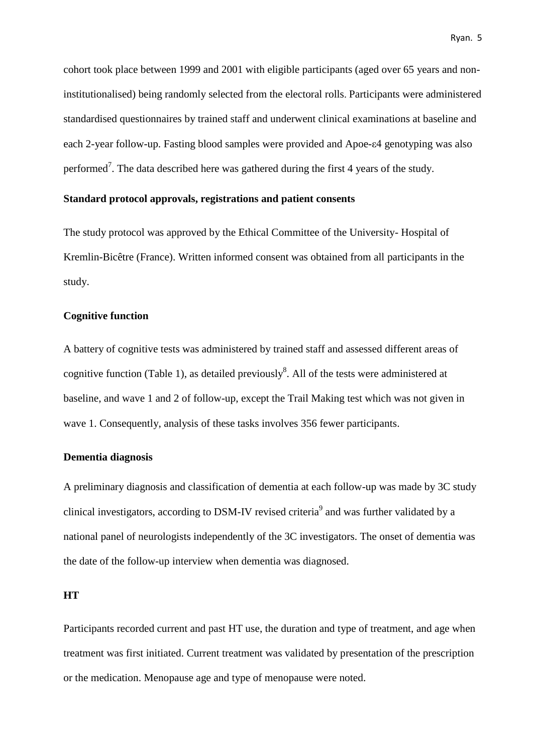cohort took place between 1999 and 2001 with eligible participants (aged over 65 years and non-institutionalised) being randomly selected from the electoral rolls. Participants were administered standardised questionnaires by trained staff and underwent clinical examinations at baseline and each 2-year follow-up. Fasting blood samples were provided and Apoe-ε4 genotyping was also performed[7]. The data described here was gathered during the first 4 years of the study.

**Standard protocol approvals, registrations and patient consents**

The study protocol was approved by the Ethical Committee of the University- Hospital of Kremlin-Bicêtre (France). Written informed consent was obtained from all participants in the study.

**Cognitive function**

A battery of cognitive tests was administered by trained staff and assessed different areas of cognitive function (Table 1), as detailed previously[8]. All of the tests were administered at baseline, and wave 1 and 2 of follow-up, except the Trail Making test which was not given in wave 1. Consequently, analysis of these tasks involves 356 fewer participants.

**Dementia diagnosis**

A preliminary diagnosis and classification of dementia at each follow-up was made by 3C study clinical investigators, according to DSM-IV revised criteria[9] and was further validated by a national panel of neurologists independently of the 3C investigators. The onset of dementia was the date of the follow-up interview when dementia was diagnosed.

**HT**

Participants recorded current and past HT use, the duration and type of treatment, and age when treatment was first initiated. Current treatment was validated by presentation of the prescription or the medication. Menopause age and type of menopause were noted.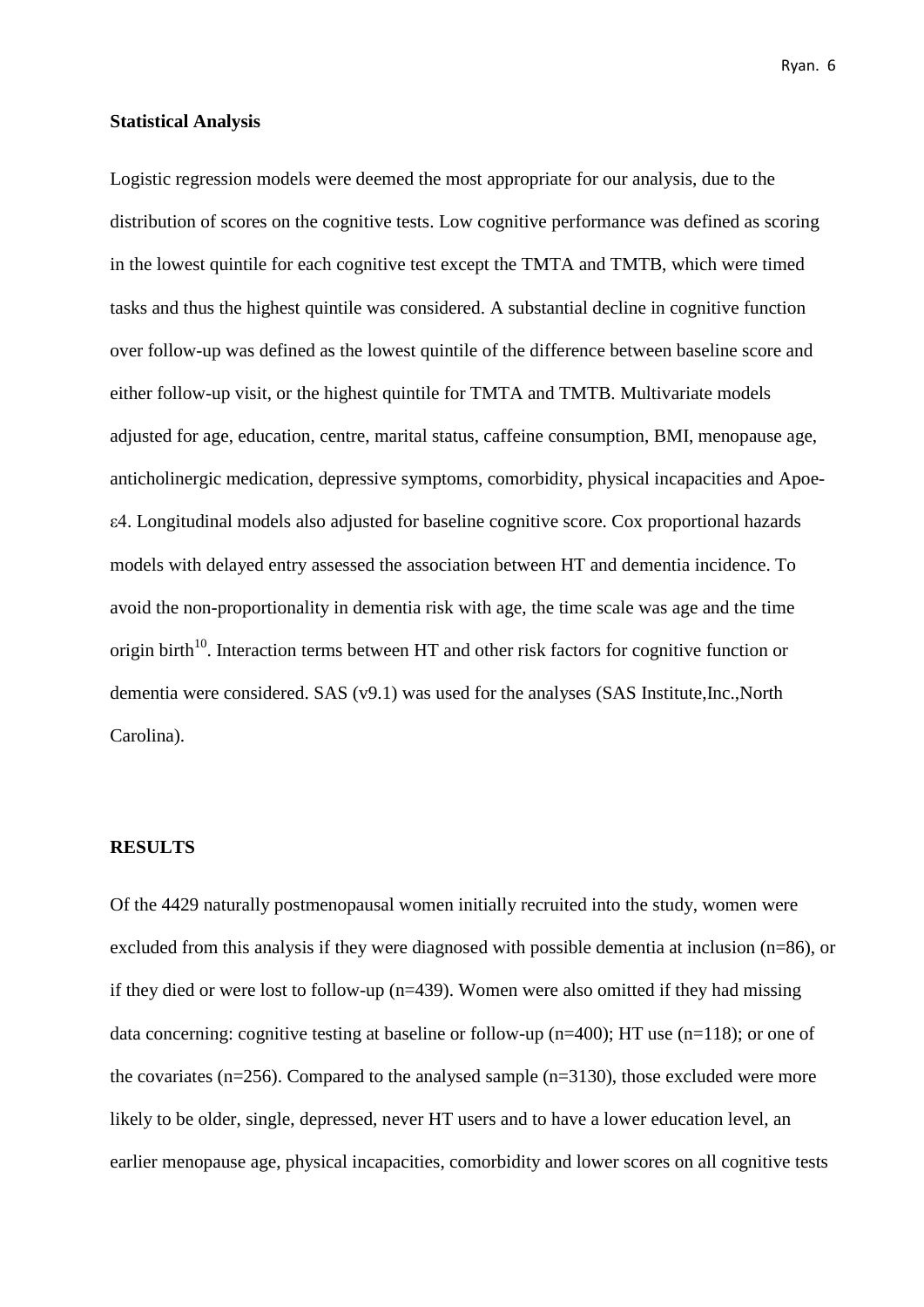**Statistical Analysis**

Logistic regression models were deemed the most appropriate for our analysis, due to the distribution of scores on the cognitive tests. Low cognitive performance was defined as scoring in the lowest quintile for each cognitive test except the TMTA and TMTB, which were timed tasks and thus the highest quintile was considered. A substantial decline in cognitive function over follow-up was defined as the lowest quintile of the difference between baseline score and either follow-up visit, or the highest quintile for TMTA and TMTB. Multivariate models adjusted for age, education, centre, marital status, caffeine consumption, BMI, menopause age, anticholinergic medication, depressive symptoms, comorbidity, physical incapacities and Apoe-ε4. Longitudinal models also adjusted for baseline cognitive score. Cox proportional hazards models with delayed entry assessed the association between HT and dementia incidence. To avoid the non-proportionality in dementia risk with age, the time scale was age and the time origin birth[10]. Interaction terms between HT and other risk factors for cognitive function or dementia were considered. SAS (v9.1) was used for the analyses (SAS Institute,Inc.,North Carolina).

**RESULTS**

Of the 4429 naturally postmenopausal women initially recruited into the study, women were excluded from this analysis if they were diagnosed with possible dementia at inclusion (n=86), or if they died or were lost to follow-up (n=439). Women were also omitted if they had missing data concerning: cognitive testing at baseline or follow-up (n=400); HT use (n=118); or one of the covariates (n=256). Compared to the analysed sample (n=3130), those excluded were more likely to be older, single, depressed, never HT users and to have a lower education level, an earlier menopause age, physical incapacities, comorbidity and lower scores on all cognitive tests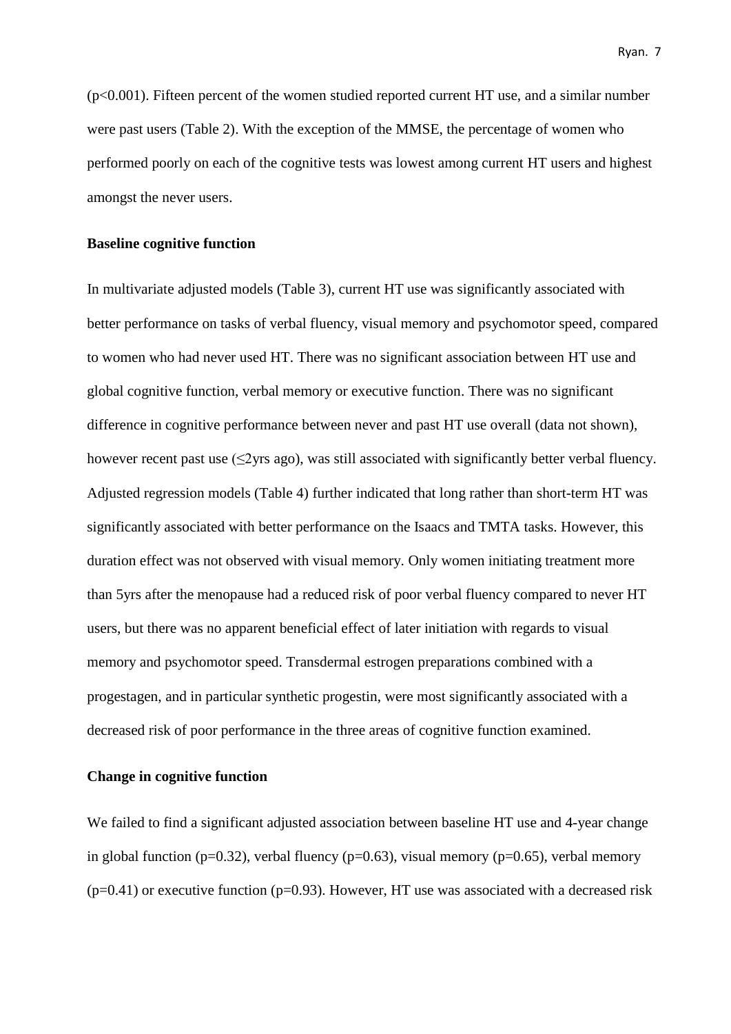($p<0.001$). Fifteen percent of the women studied reported current HT use, and a similar number were past users (Table 2). With the exception of the MMSE, the percentage of women who performed poorly on each of the cognitive tests was lowest among current HT users and highest amongst the never users.

**Baseline cognitive function**

In multivariate adjusted models (Table 3), current HT use was significantly associated with better performance on tasks of verbal fluency, visual memory and psychomotor speed, compared to women who had never used HT. There was no significant association between HT use and global cognitive function, verbal memory or executive function. There was no significant difference in cognitive performance between never and past HT use overall (data not shown), however recent past use (≤2yrs ago), was still associated with significantly better verbal fluency. Adjusted regression models (Table 4) further indicated that long rather than short-term HT was significantly associated with better performance on the Isaacs and TMTA tasks. However, this duration effect was not observed with visual memory. Only women initiating treatment more than 5yrs after the menopause had a reduced risk of poor verbal fluency compared to never HT users, but there was no apparent beneficial effect of later initiation with regards to visual memory and psychomotor speed. Transdermal estrogen preparations combined with a progestagen, and in particular synthetic progestin, were most significantly associated with a decreased risk of poor performance in the three areas of cognitive function examined.

**Change in cognitive function**

We failed to find a significant adjusted association between baseline HT use and 4-year change in global function ($p=0.32$), verbal fluency ($p=0.63$), visual memory ($p=0.65$), verbal memory ($p=0.41$) or executive function ($p=0.93$). However, HT use was associated with a decreased risk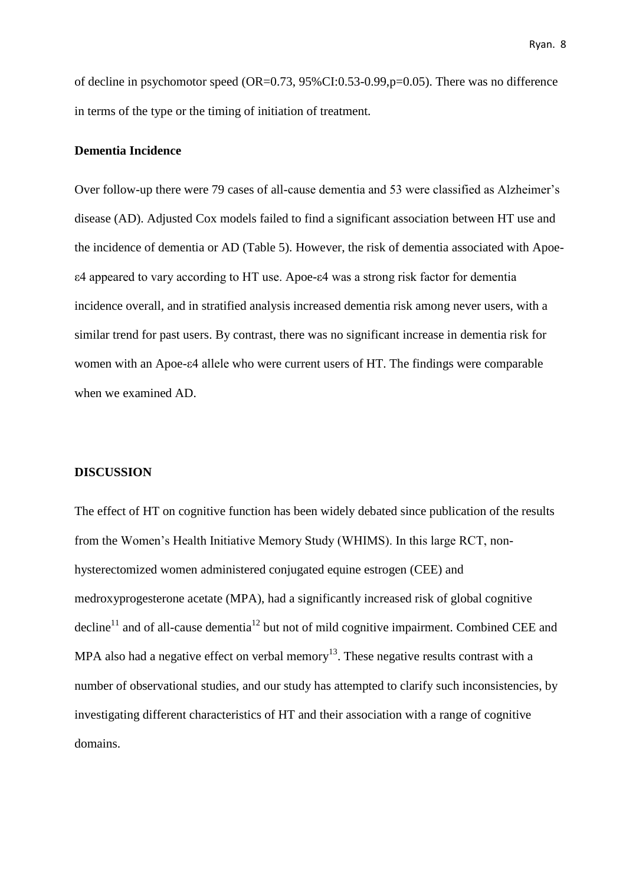of decline in psychomotor speed (OR=0.73, 95%CI:0.53-0.99,p=0.05). There was no difference in terms of the type or the timing of initiation of treatment.

**Dementia Incidence**

Over follow-up there were 79 cases of all-cause dementia and 53 were classified as Alzheimer's disease (AD). Adjusted Cox models failed to find a significant association between HT use and the incidence of dementia or AD (Table 5). However, the risk of dementia associated with Apoe-ε4 appeared to vary according to HT use. Apoe-ε4 was a strong risk factor for dementia incidence overall, and in stratified analysis increased dementia risk among never users, with a similar trend for past users. By contrast, there was no significant increase in dementia risk for women with an Apoe-ε4 allele who were current users of HT. The findings were comparable when we examined AD.

## DISCUSSION

The effect of HT on cognitive function has been widely debated since publication of the results from the Women's Health Initiative Memory Study (WHIMS). In this large RCT, non-hysterectomized women administered conjugated equine estrogen (CEE) and medroxyprogesterone acetate (MPA), had a significantly increased risk of global cognitive decline[11] and of all-cause dementia[12] but not of mild cognitive impairment. Combined CEE and MPA also had a negative effect on verbal memory[13]. These negative results contrast with a number of observational studies, and our study has attempted to clarify such inconsistencies, by investigating different characteristics of HT and their association with a range of cognitive domains.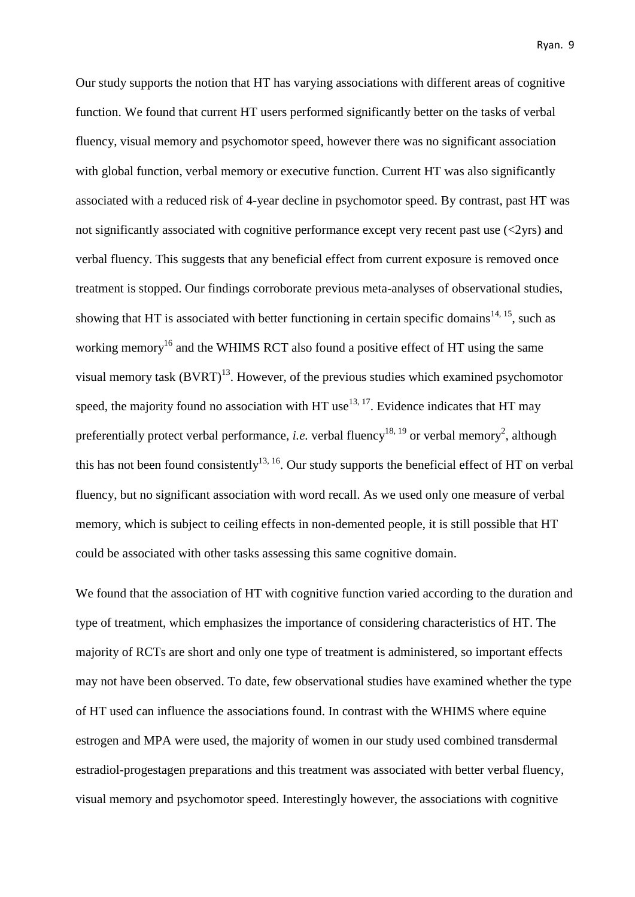Our study supports the notion that HT has varying associations with different areas of cognitive function. We found that current HT users performed significantly better on the tasks of verbal fluency, visual memory and psychomotor speed, however there was no significant association with global function, verbal memory or executive function. Current HT was also significantly associated with a reduced risk of 4-year decline in psychomotor speed. By contrast, past HT was not significantly associated with cognitive performance except very recent past use (<2yrs) and verbal fluency. This suggests that any beneficial effect from current exposure is removed once treatment is stopped. Our findings corroborate previous meta-analyses of observational studies, showing that HT is associated with better functioning in certain specific domains[14, 15], such as working memory[16] and the WHIMS RCT also found a positive effect of HT using the same visual memory task (BVRT)[13]. However, of the previous studies which examined psychomotor speed, the majority found no association with HT use[13, 17]. Evidence indicates that HT may preferentially protect verbal performance, *i.e.* verbal fluency[18, 19] or verbal memory[2], although this has not been found consistently[13, 16]. Our study supports the beneficial effect of HT on verbal fluency, but no significant association with word recall. As we used only one measure of verbal memory, which is subject to ceiling effects in non-demented people, it is still possible that HT could be associated with other tasks assessing this same cognitive domain.

We found that the association of HT with cognitive function varied according to the duration and type of treatment, which emphasizes the importance of considering characteristics of HT. The majority of RCTs are short and only one type of treatment is administered, so important effects may not have been observed. To date, few observational studies have examined whether the type of HT used can influence the associations found. In contrast with the WHIMS where equine estrogen and MPA were used, the majority of women in our study used combined transdermal estradiol-progestagen preparations and this treatment was associated with better verbal fluency, visual memory and psychomotor speed. Interestingly however, the associations with cognitive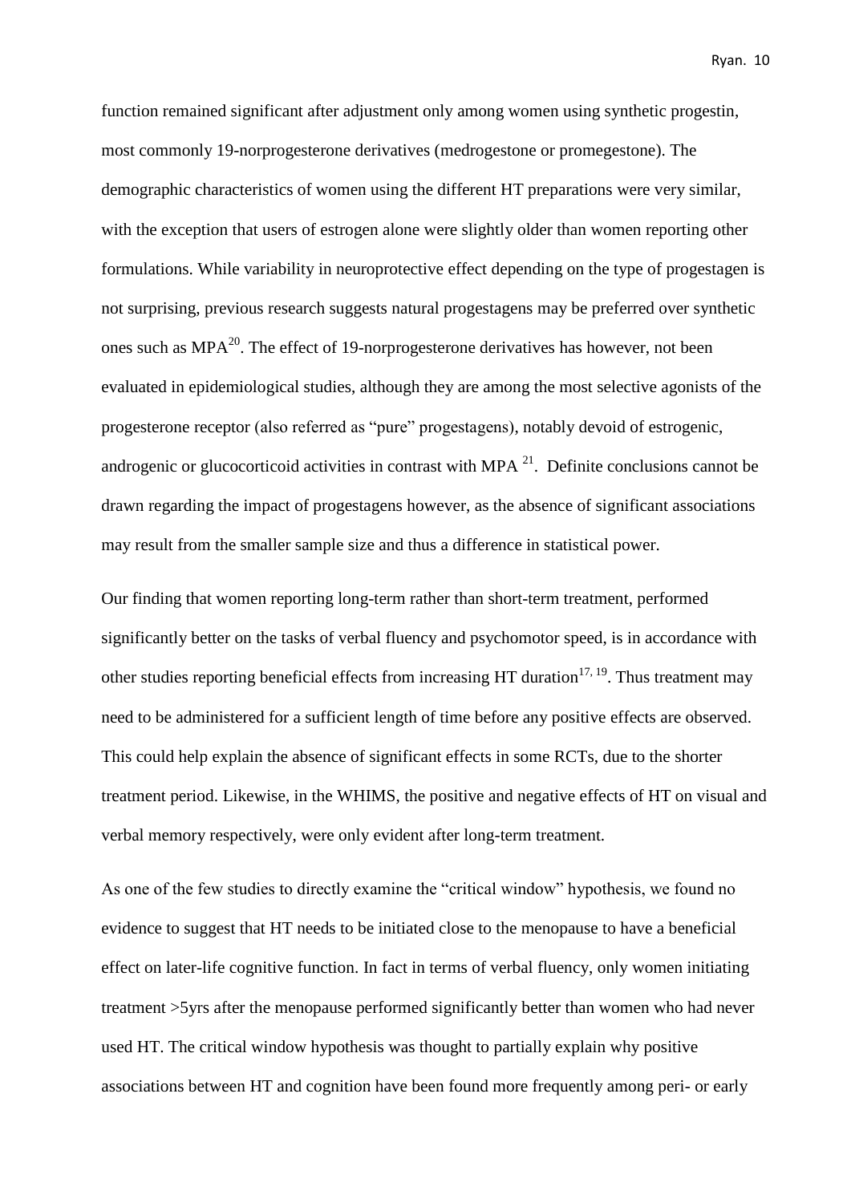function remained significant after adjustment only among women using synthetic progestin, most commonly 19-norprogesterone derivatives (medrogestone or promegestone). The demographic characteristics of women using the different HT preparations were very similar, with the exception that users of estrogen alone were slightly older than women reporting other formulations. While variability in neuroprotective effect depending on the type of progestagen is not surprising, previous research suggests natural progestagens may be preferred over synthetic ones such as MPA[20]. The effect of 19-norprogesterone derivatives has however, not been evaluated in epidemiological studies, although they are among the most selective agonists of the progesterone receptor (also referred as "pure" progestagens), notably devoid of estrogenic, androgenic or glucocorticoid activities in contrast with MPA [21]. Definite conclusions cannot be drawn regarding the impact of progestagens however, as the absence of significant associations may result from the smaller sample size and thus a difference in statistical power.

Our finding that women reporting long-term rather than short-term treatment, performed significantly better on the tasks of verbal fluency and psychomotor speed, is in accordance with other studies reporting beneficial effects from increasing HT duration[17, 19]. Thus treatment may need to be administered for a sufficient length of time before any positive effects are observed. This could help explain the absence of significant effects in some RCTs, due to the shorter treatment period. Likewise, in the WHIMS, the positive and negative effects of HT on visual and verbal memory respectively, were only evident after long-term treatment.

As one of the few studies to directly examine the "critical window" hypothesis, we found no evidence to suggest that HT needs to be initiated close to the menopause to have a beneficial effect on later-life cognitive function. In fact in terms of verbal fluency, only women initiating treatment >5yrs after the menopause performed significantly better than women who had never used HT. The critical window hypothesis was thought to partially explain why positive associations between HT and cognition have been found more frequently among peri- or early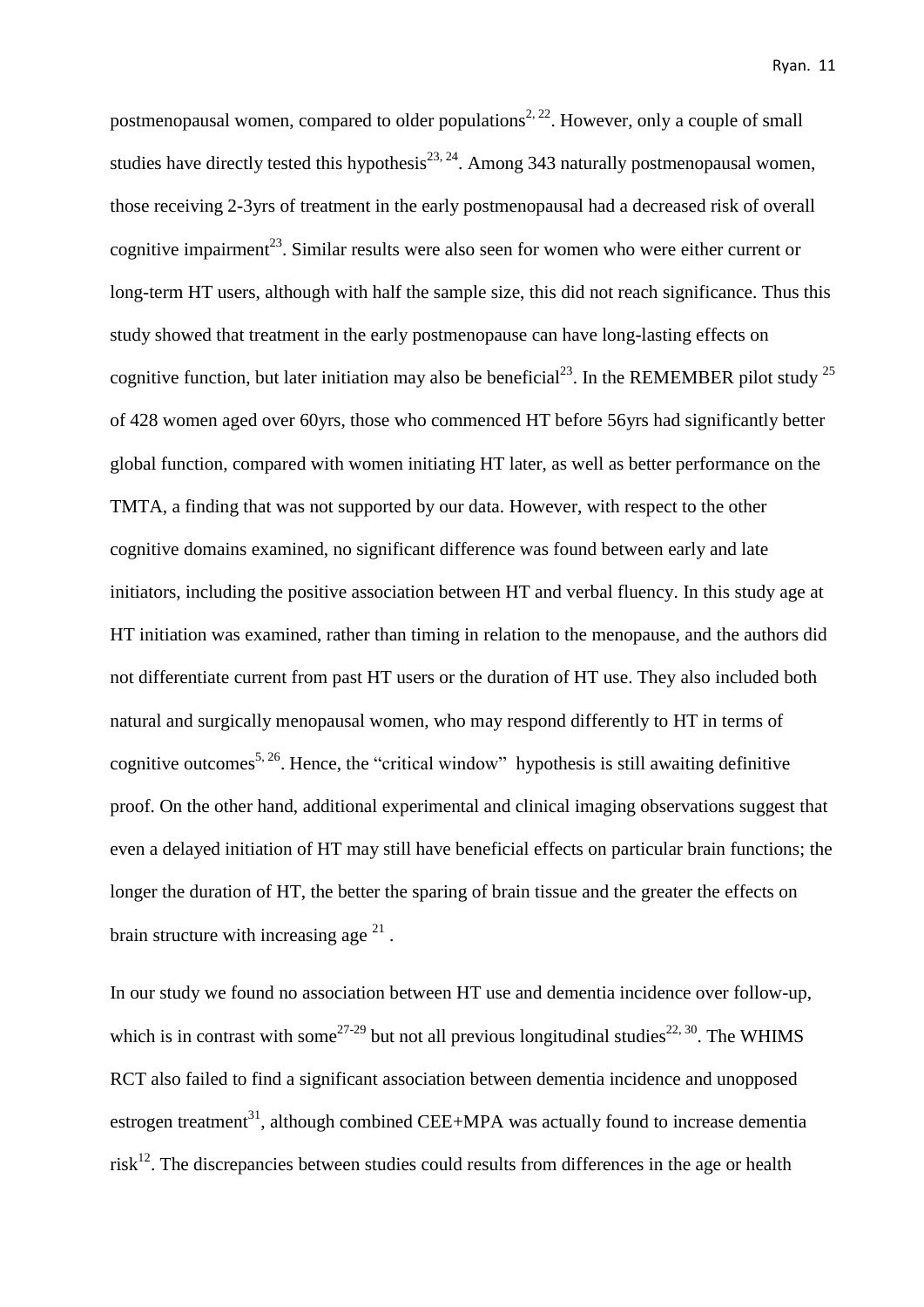postmenopausal women, compared to older populations[2, 22]. However, only a couple of small studies have directly tested this hypothesis[23, 24]. Among 343 naturally postmenopausal women, those receiving 2-3yrs of treatment in the early postmenopausal had a decreased risk of overall cognitive impairment[23]. Similar results were also seen for women who were either current or long-term HT users, although with half the sample size, this did not reach significance. Thus this study showed that treatment in the early postmenopause can have long-lasting effects on cognitive function, but later initiation may also be beneficial[23]. In the REMEMBER pilot study [25] of 428 women aged over 60yrs, those who commenced HT before 56yrs had significantly better global function, compared with women initiating HT later, as well as better performance on the TMTA, a finding that was not supported by our data. However, with respect to the other cognitive domains examined, no significant difference was found between early and late initiators, including the positive association between HT and verbal fluency. In this study age at HT initiation was examined, rather than timing in relation to the menopause, and the authors did not differentiate current from past HT users or the duration of HT use. They also included both natural and surgically menopausal women, who may respond differently to HT in terms of cognitive outcomes[5, 26]. Hence, the "critical window" hypothesis is still awaiting definitive proof. On the other hand, additional experimental and clinical imaging observations suggest that even a delayed initiation of HT may still have beneficial effects on particular brain functions; the longer the duration of HT, the better the sparing of brain tissue and the greater the effects on brain structure with increasing age [21] .

In our study we found no association between HT use and dementia incidence over follow-up, which is in contrast with some[27-29] but not all previous longitudinal studies[22, 30]. The WHIMS RCT also failed to find a significant association between dementia incidence and unopposed estrogen treatment[31], although combined CEE+MPA was actually found to increase dementia risk[12]. The discrepancies between studies could results from differences in the age or health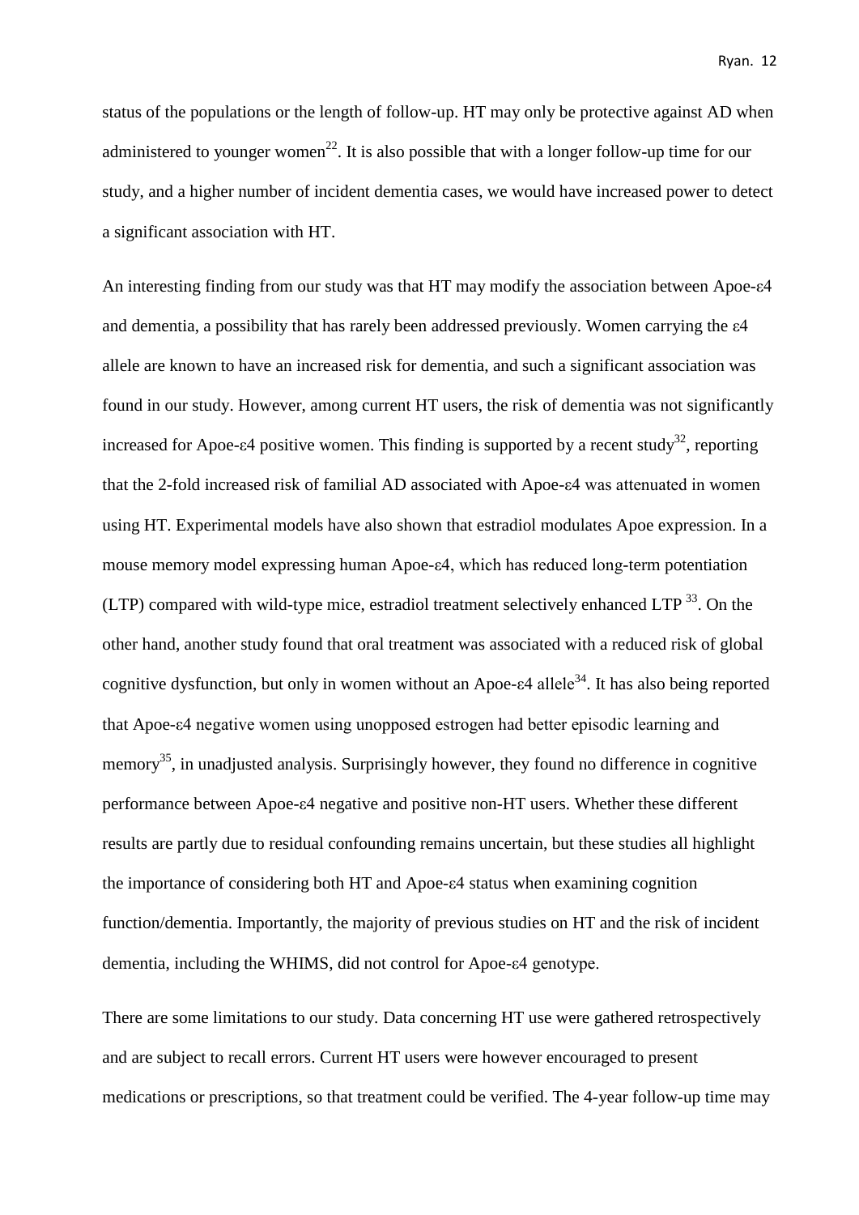status of the populations or the length of follow-up. HT may only be protective against AD when administered to younger women[22]. It is also possible that with a longer follow-up time for our study, and a higher number of incident dementia cases, we would have increased power to detect a significant association with HT.

An interesting finding from our study was that HT may modify the association between Apoe-ε4 and dementia, a possibility that has rarely been addressed previously. Women carrying the ε4 allele are known to have an increased risk for dementia, and such a significant association was found in our study. However, among current HT users, the risk of dementia was not significantly increased for Apoe-ε4 positive women. This finding is supported by a recent study[32], reporting that the 2-fold increased risk of familial AD associated with Apoe-ε4 was attenuated in women using HT. Experimental models have also shown that estradiol modulates Apoe expression. In a mouse memory model expressing human Apoe-ε4, which has reduced long-term potentiation (LTP) compared with wild-type mice, estradiol treatment selectively enhanced LTP [33]. On the other hand, another study found that oral treatment was associated with a reduced risk of global cognitive dysfunction, but only in women without an Apoe-ε4 allele[34]. It has also being reported that Apoe-ε4 negative women using unopposed estrogen had better episodic learning and memory[35], in unadjusted analysis. Surprisingly however, they found no difference in cognitive performance between Apoe-ε4 negative and positive non-HT users. Whether these different results are partly due to residual confounding remains uncertain, but these studies all highlight the importance of considering both HT and Apoe-ε4 status when examining cognition function/dementia. Importantly, the majority of previous studies on HT and the risk of incident dementia, including the WHIMS, did not control for Apoe-ε4 genotype.

There are some limitations to our study. Data concerning HT use were gathered retrospectively and are subject to recall errors. Current HT users were however encouraged to present medications or prescriptions, so that treatment could be verified. The 4-year follow-up time may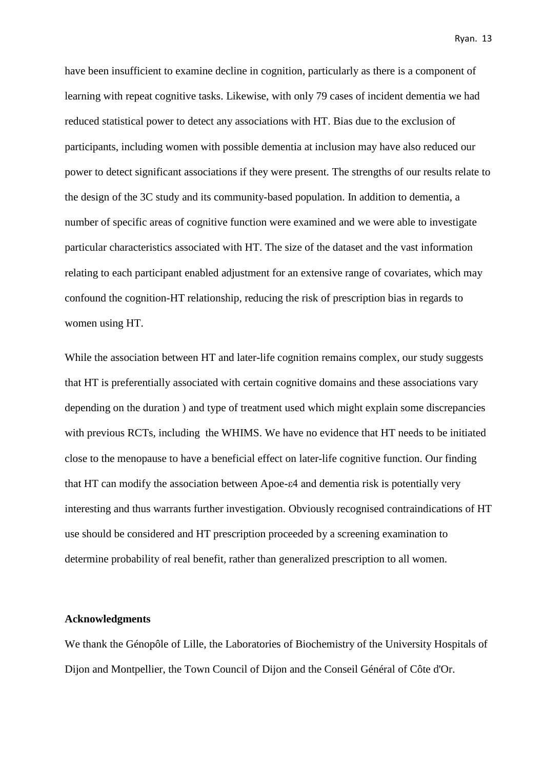have been insufficient to examine decline in cognition, particularly as there is a component of learning with repeat cognitive tasks. Likewise, with only 79 cases of incident dementia we had reduced statistical power to detect any associations with HT. Bias due to the exclusion of participants, including women with possible dementia at inclusion may have also reduced our power to detect significant associations if they were present. The strengths of our results relate to the design of the 3C study and its community-based population. In addition to dementia, a number of specific areas of cognitive function were examined and we were able to investigate particular characteristics associated with HT. The size of the dataset and the vast information relating to each participant enabled adjustment for an extensive range of covariates, which may confound the cognition-HT relationship, reducing the risk of prescription bias in regards to women using HT.

While the association between HT and later-life cognition remains complex, our study suggests that HT is preferentially associated with certain cognitive domains and these associations vary depending on the duration ) and type of treatment used which might explain some discrepancies with previous RCTs, including the WHIMS. We have no evidence that HT needs to be initiated close to the menopause to have a beneficial effect on later-life cognitive function. Our finding that HT can modify the association between Apoe-ε4 and dementia risk is potentially very interesting and thus warrants further investigation. Obviously recognised contraindications of HT use should be considered and HT prescription proceeded by a screening examination to determine probability of real benefit, rather than generalized prescription to all women.

**Acknowledgments**

We thank the Génopôle of Lille, the Laboratories of Biochemistry of the University Hospitals of Dijon and Montpellier, the Town Council of Dijon and the Conseil Général of Côte d'Or.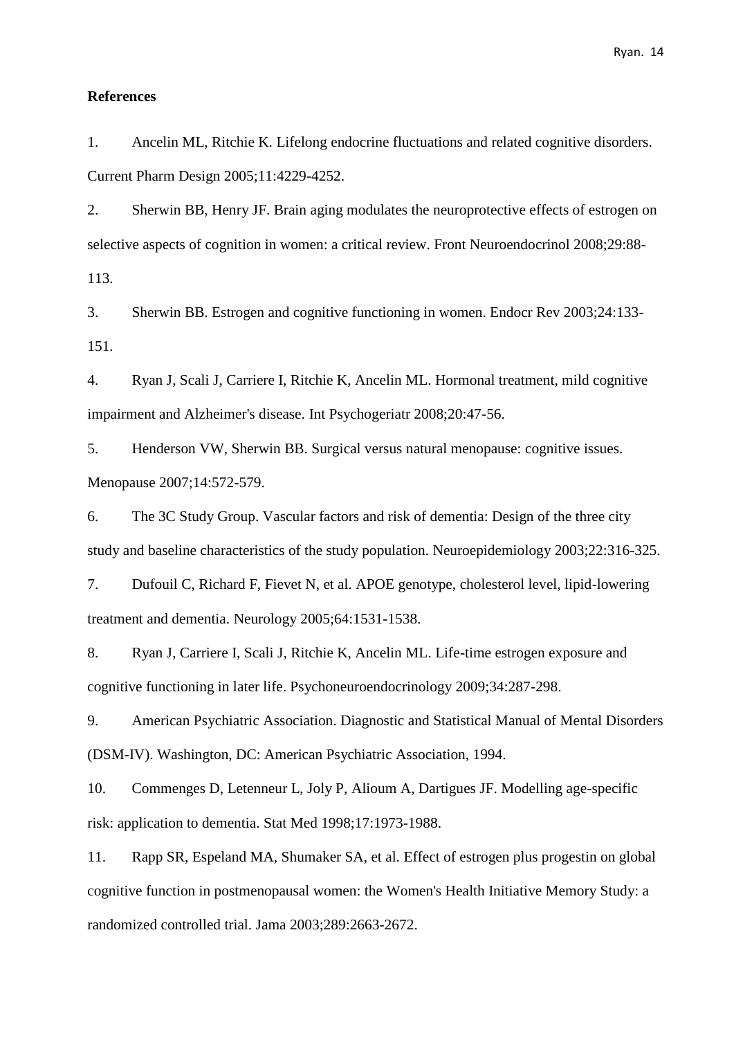**References**

1. Ancelin ML, Ritchie K. Lifelong endocrine fluctuations and related cognitive disorders. Current Pharm Design 2005;11:4229-4252.

2. Sherwin BB, Henry JF. Brain aging modulates the neuroprotective effects of estrogen on selective aspects of cognition in women: a critical review. Front Neuroendocrinol 2008;29:88-113.

3. Sherwin BB. Estrogen and cognitive functioning in women. Endocr Rev 2003;24:133-151.

4. Ryan J, Scali J, Carriere I, Ritchie K, Ancelin ML. Hormonal treatment, mild cognitive impairment and Alzheimer's disease. Int Psychogeriatr 2008;20:47-56.

5. Henderson VW, Sherwin BB. Surgical versus natural menopause: cognitive issues. Menopause 2007;14:572-579.

6. The 3C Study Group. Vascular factors and risk of dementia: Design of the three city study and baseline characteristics of the study population. Neuroepidemiology 2003;22:316-325.

7. Dufouil C, Richard F, Fievet N, et al. APOE genotype, cholesterol level, lipid-lowering treatment and dementia. Neurology 2005;64:1531-1538.

8. Ryan J, Carriere I, Scali J, Ritchie K, Ancelin ML. Life-time estrogen exposure and cognitive functioning in later life. Psychoneuroendocrinology 2009;34:287-298.

9. American Psychiatric Association. Diagnostic and Statistical Manual of Mental Disorders (DSM-IV). Washington, DC: American Psychiatric Association, 1994.

10. Commenges D, Letenneur L, Joly P, Alioum A, Dartigues JF. Modelling age-specific risk: application to dementia. Stat Med 1998;17:1973-1988.

11. Rapp SR, Espeland MA, Shumaker SA, et al. Effect of estrogen plus progestin on global cognitive function in postmenopausal women: the Women's Health Initiative Memory Study: a randomized controlled trial. Jama 2003;289:2663-2672.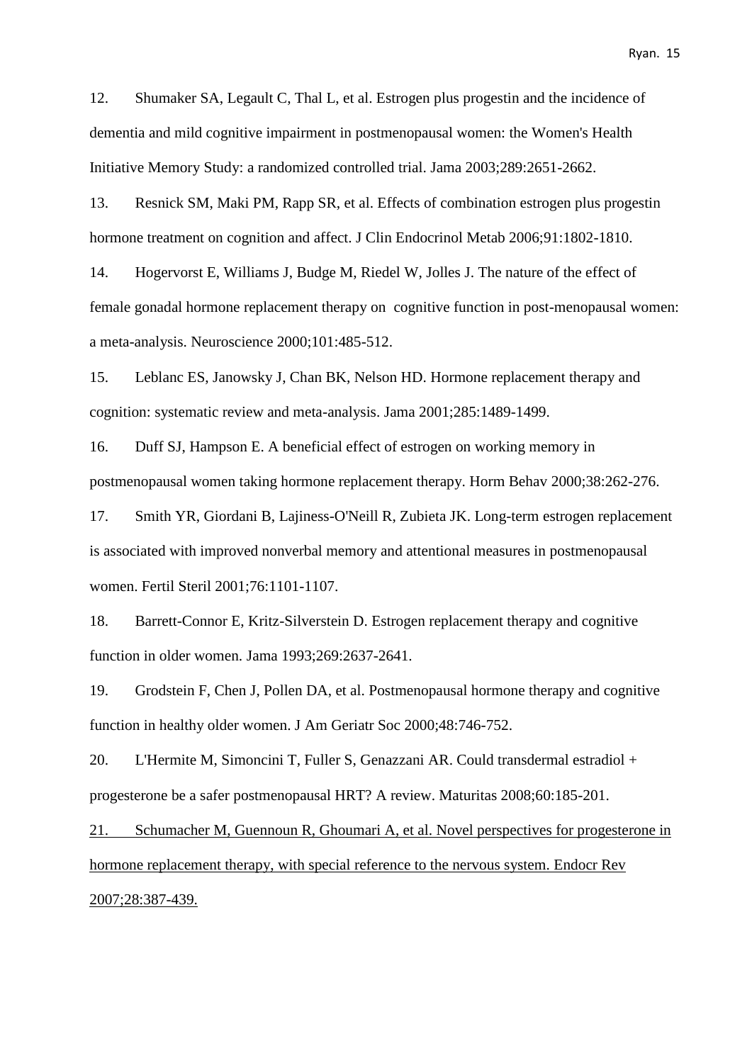12. Shumaker SA, Legault C, Thal L, et al. Estrogen plus progestin and the incidence of dementia and mild cognitive impairment in postmenopausal women: the Women's Health Initiative Memory Study: a randomized controlled trial. Jama 2003;289:2651-2662.

13. Resnick SM, Maki PM, Rapp SR, et al. Effects of combination estrogen plus progestin hormone treatment on cognition and affect. J Clin Endocrinol Metab 2006;91:1802-1810.

14. Hogervorst E, Williams J, Budge M, Riedel W, Jolles J. The nature of the effect of female gonadal hormone replacement therapy on cognitive function in post-menopausal women: a meta-analysis. Neuroscience 2000;101:485-512.

15. Leblanc ES, Janowsky J, Chan BK, Nelson HD. Hormone replacement therapy and cognition: systematic review and meta-analysis. Jama 2001;285:1489-1499.

16. Duff SJ, Hampson E. A beneficial effect of estrogen on working memory in postmenopausal women taking hormone replacement therapy. Horm Behav 2000;38:262-276.

17. Smith YR, Giordani B, Lajiness-O'Neill R, Zubieta JK. Long-term estrogen replacement is associated with improved nonverbal memory and attentional measures in postmenopausal women. Fertil Steril 2001;76:1101-1107.

18. Barrett-Connor E, Kritz-Silverstein D. Estrogen replacement therapy and cognitive function in older women. Jama 1993;269:2637-2641.

19. Grodstein F, Chen J, Pollen DA, et al. Postmenopausal hormone therapy and cognitive function in healthy older women. J Am Geriatr Soc 2000;48:746-752.

20. L'Hermite M, Simoncini T, Fuller S, Genazzani AR. Could transdermal estradiol + progesterone be a safer postmenopausal HRT? A review. Maturitas 2008;60:185-201.

21. Schumacher M, Guennoun R, Ghoumari A, et al. Novel perspectives for progesterone in hormone replacement therapy, with special reference to the nervous system. Endocr Rev 2007;28:387-439.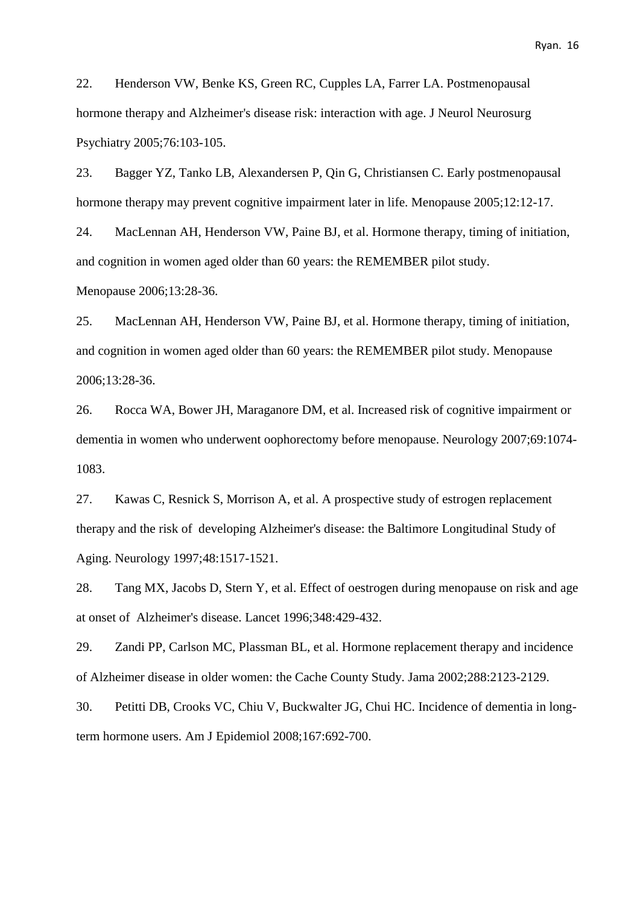22. Henderson VW, Benke KS, Green RC, Cupples LA, Farrer LA. Postmenopausal hormone therapy and Alzheimer's disease risk: interaction with age. J Neurol Neurosurg Psychiatry 2005;76:103-105.

23. Bagger YZ, Tanko LB, Alexandersen P, Qin G, Christiansen C. Early postmenopausal hormone therapy may prevent cognitive impairment later in life. Menopause 2005;12:12-17.

24. MacLennan AH, Henderson VW, Paine BJ, et al. Hormone therapy, timing of initiation, and cognition in women aged older than 60 years: the REMEMBER pilot study. Menopause 2006;13:28-36.

25. MacLennan AH, Henderson VW, Paine BJ, et al. Hormone therapy, timing of initiation, and cognition in women aged older than 60 years: the REMEMBER pilot study. Menopause 2006;13:28-36.

26. Rocca WA, Bower JH, Maraganore DM, et al. Increased risk of cognitive impairment or dementia in women who underwent oophorectomy before menopause. Neurology 2007;69:1074-1083.

27. Kawas C, Resnick S, Morrison A, et al. A prospective study of estrogen replacement therapy and the risk of developing Alzheimer's disease: the Baltimore Longitudinal Study of Aging. Neurology 1997;48:1517-1521.

28. Tang MX, Jacobs D, Stern Y, et al. Effect of oestrogen during menopause on risk and age at onset of Alzheimer's disease. Lancet 1996;348:429-432.

29. Zandi PP, Carlson MC, Plassman BL, et al. Hormone replacement therapy and incidence of Alzheimer disease in older women: the Cache County Study. Jama 2002;288:2123-2129.

30. Petitti DB, Crooks VC, Chiu V, Buckwalter JG, Chui HC. Incidence of dementia in long-term hormone users. Am J Epidemiol 2008;167:692-700.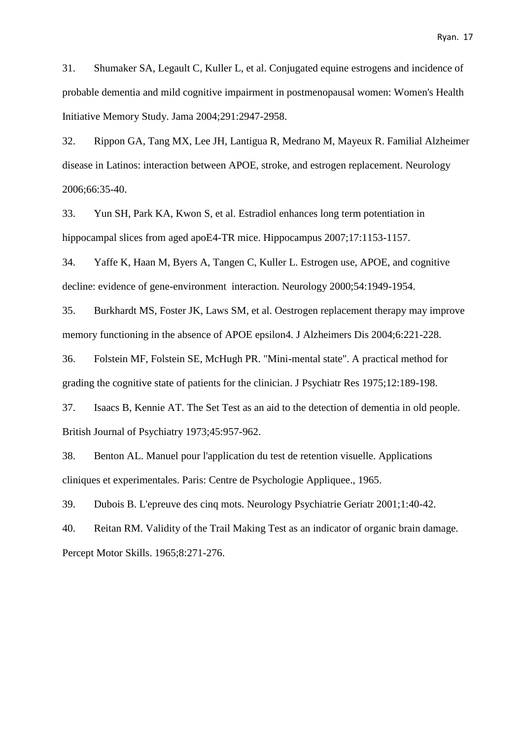31. Shumaker SA, Legault C, Kuller L, et al. Conjugated equine estrogens and incidence of probable dementia and mild cognitive impairment in postmenopausal women: Women's Health Initiative Memory Study. Jama 2004;291:2947-2958.

32. Rippon GA, Tang MX, Lee JH, Lantigua R, Medrano M, Mayeux R. Familial Alzheimer disease in Latinos: interaction between APOE, stroke, and estrogen replacement. Neurology 2006;66:35-40.

33. Yun SH, Park KA, Kwon S, et al. Estradiol enhances long term potentiation in hippocampal slices from aged apoE4-TR mice. Hippocampus 2007;17:1153-1157.

34. Yaffe K, Haan M, Byers A, Tangen C, Kuller L. Estrogen use, APOE, and cognitive decline: evidence of gene-environment interaction. Neurology 2000;54:1949-1954.

35. Burkhardt MS, Foster JK, Laws SM, et al. Oestrogen replacement therapy may improve memory functioning in the absence of APOE epsilon4. J Alzheimers Dis 2004;6:221-228.

36. Folstein MF, Folstein SE, McHugh PR. "Mini-mental state". A practical method for grading the cognitive state of patients for the clinician. J Psychiatr Res 1975;12:189-198.

37. Isaacs B, Kennie AT. The Set Test as an aid to the detection of dementia in old people. British Journal of Psychiatry 1973;45:957-962.

38. Benton AL. Manuel pour l'application du test de retention visuelle. Applications cliniques et experimentales. Paris: Centre de Psychologie Appliquee., 1965.

39. Dubois B. L'epreuve des cinq mots. Neurology Psychiatrie Geriatr 2001;1:40-42.

40. Reitan RM. Validity of the Trail Making Test as an indicator of organic brain damage. Percept Motor Skills. 1965;8:271-276.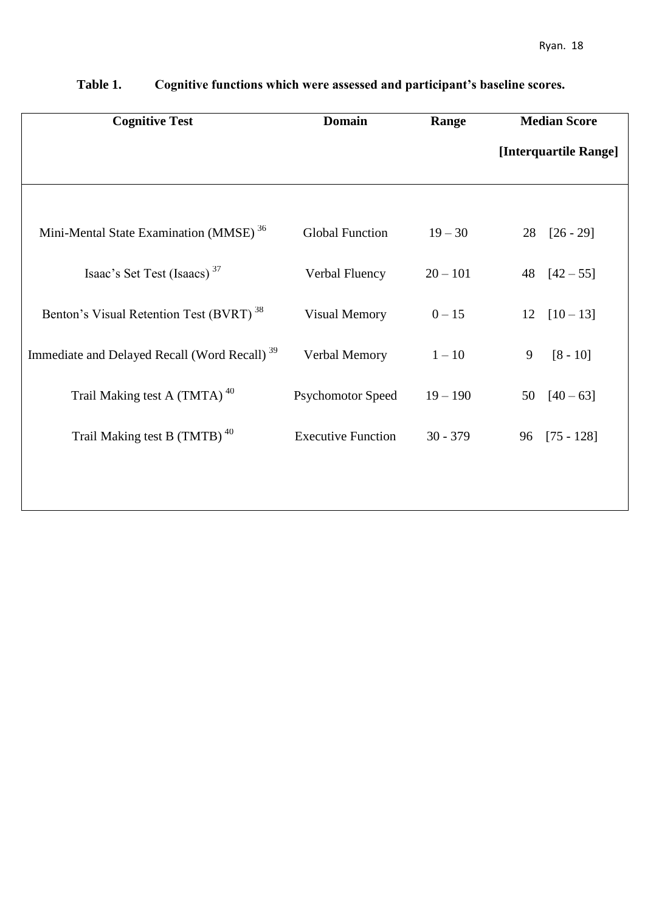**Table 1. Cognitive functions which were assessed and participant's baseline scores.**

| Cognitive Test | Domain | Range | Median Score [Interquartile Range] |
|---|---|---|---|
| Mini-Mental State Examination (MMSE) [36] | Global Function | 19 – 30 | 28 [26 - 29] |
| Isaac's Set Test (Isaacs) [37] | Verbal Fluency | 20 – 101 | 48 [42 – 55] |
| Benton's Visual Retention Test (BVRT) [38] | Visual Memory | 0 – 15 | 12 [10 – 13] |
| Immediate and Delayed Recall (Word Recall) [39] | Verbal Memory | 1 – 10 | 9 [8 - 10] |
| Trail Making test A (TMTA) [40] | Psychomotor Speed | 19 – 190 | 50 [40 – 63] |
| Trail Making test B (TMTB) [40] | Executive Function | 30 - 379 | 96 [75 - 128] |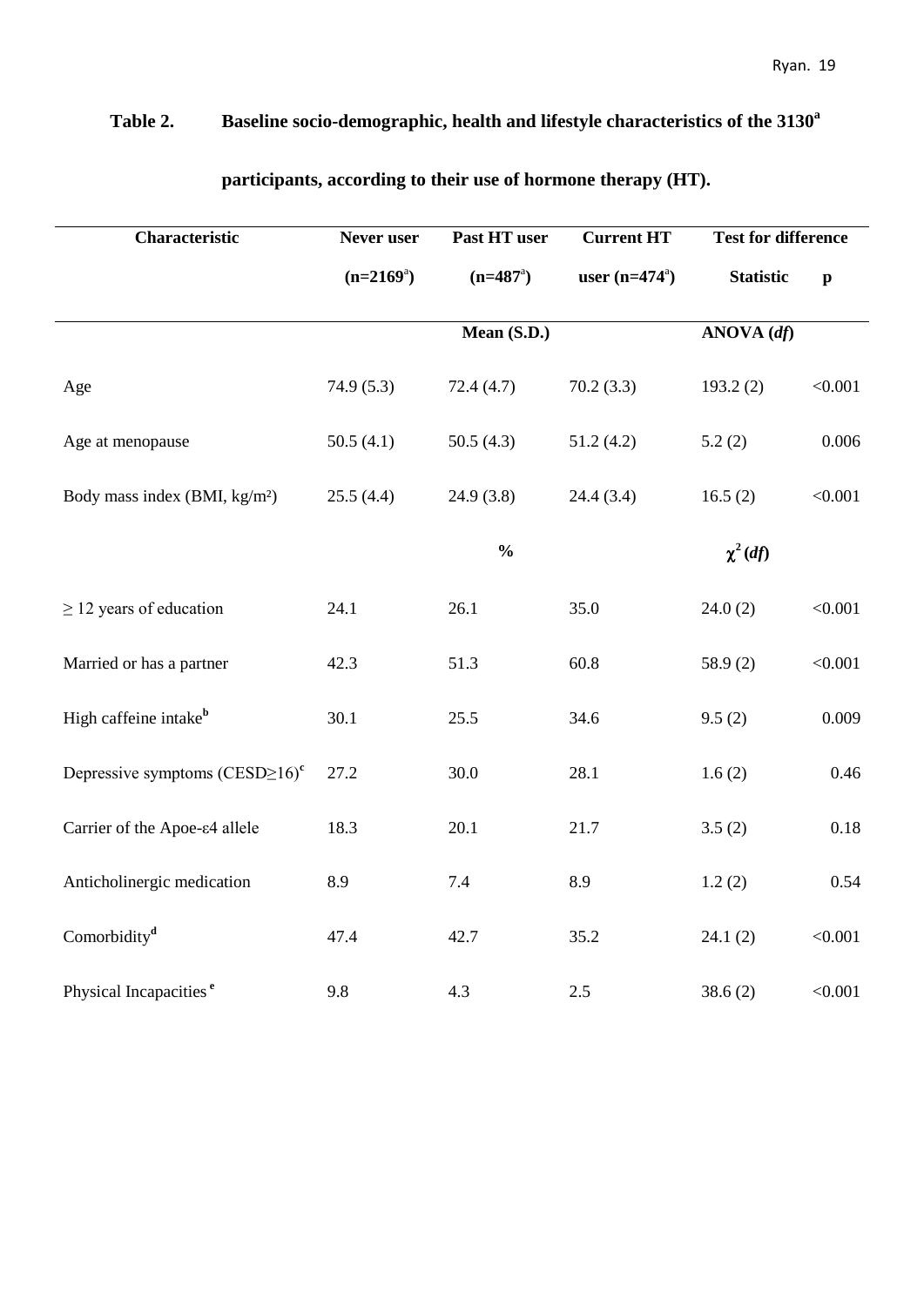**Table 2. Baseline socio-demographic, health and lifestyle characteristics of the 3130[a] participants, according to their use of hormone therapy (HT).**

| Characteristic | Never user (n=2169[a]) | Past HT user (n=487[a]) | Current HT user (n=474[a]) | Test for difference Statistic | p |
|---|---|---|---|---|---|
| | | Mean (S.D.) | | ANOVA (*df*) | |
| Age | 74.9 (5.3) | 72.4 (4.7) | 70.2 (3.3) | 193.2 (2) | <0.001 |
| Age at menopause | 50.5 (4.1) | 50.5 (4.3) | 51.2 (4.2) | 5.2 (2) | 0.006 |
| Body mass index (BMI, kg/m²) | 25.5 (4.4) | 24.9 (3.8) | 24.4 (3.4) | 16.5 (2) | <0.001 |
| | | % | | $\chi^2$ (*df*) | |
| ≥ 12 years of education | 24.1 | 26.1 | 35.0 | 24.0 (2) | <0.001 |
| Married or has a partner | 42.3 | 51.3 | 60.8 | 58.9 (2) | <0.001 |
| High caffeine intake[b] | 30.1 | 25.5 | 34.6 | 9.5 (2) | 0.009 |
| Depressive symptoms (CESD≥16)[c] | 27.2 | 30.0 | 28.1 | 1.6 (2) | 0.46 |
| Carrier of the Apoe-ε4 allele | 18.3 | 20.1 | 21.7 | 3.5 (2) | 0.18 |
| Anticholinergic medication | 8.9 | 7.4 | 8.9 | 1.2 (2) | 0.54 |
| Comorbidity[d] | 47.4 | 42.7 | 35.2 | 24.1 (2) | <0.001 |
| Physical Incapacities[e] | 9.8 | 4.3 | 2.5 | 38.6 (2) | <0.001 |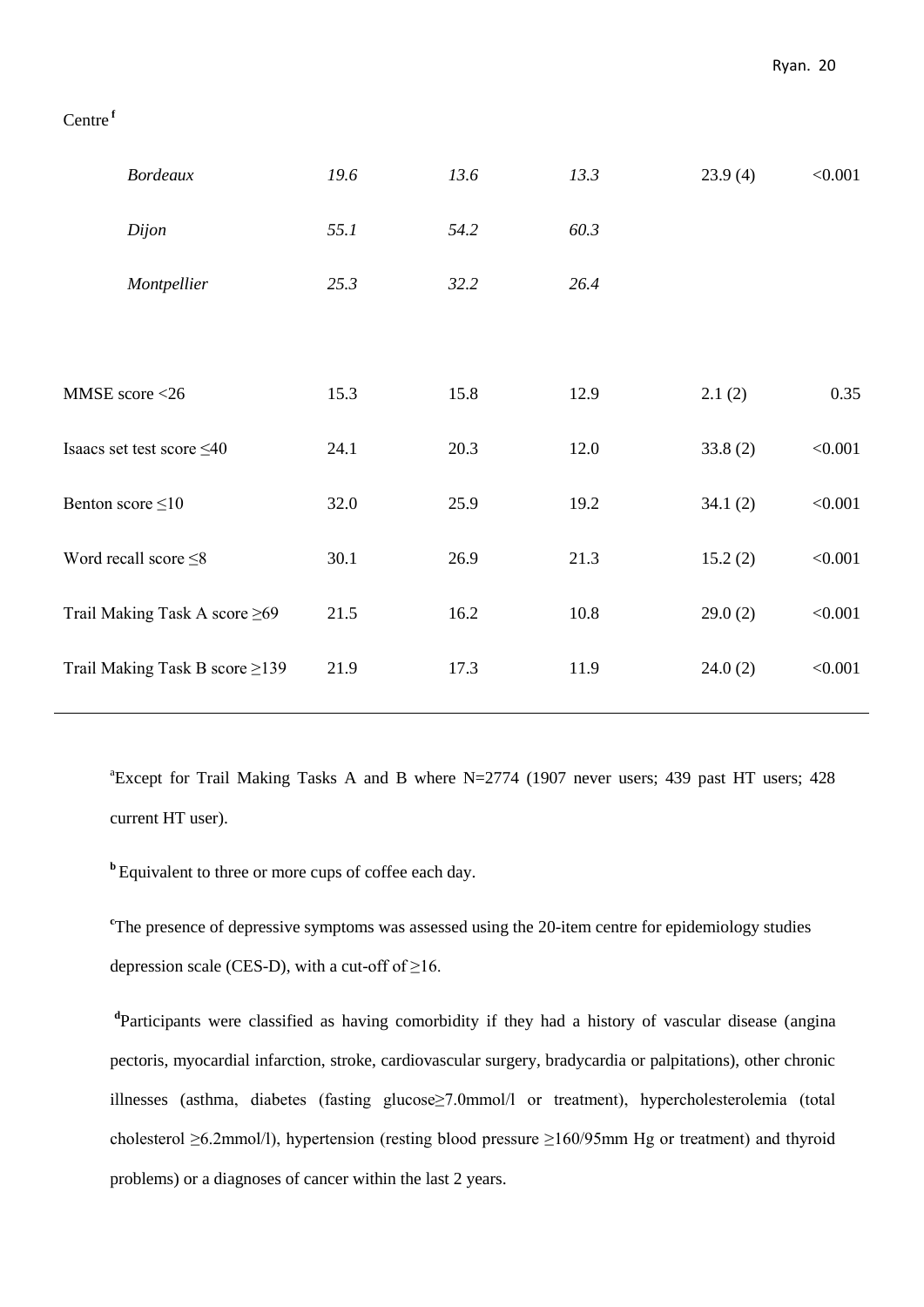| | | | | | |
|---|---|---|---|---|---|
| Centre [f] | | | | | |
| *Bordeaux* | *19.6* | *13.6* | *13.3* | 23.9 (4) | <0.001 |
| *Dijon* | *55.1* | *54.2* | *60.3* | | |
| *Montpellier* | *25.3* | *32.2* | *26.4* | | |
| | | | | | |
| MMSE score <26 | 15.3 | 15.8 | 12.9 | 2.1 (2) | 0.35 |
| Isaacs set test score ≤40 | 24.1 | 20.3 | 12.0 | 33.8 (2) | <0.001 |
| Benton score ≤10 | 32.0 | 25.9 | 19.2 | 34.1 (2) | <0.001 |
| Word recall score ≤8 | 30.1 | 26.9 | 21.3 | 15.2 (2) | <0.001 |
| Trail Making Task A score ≥69 | 21.5 | 16.2 | 10.8 | 29.0 (2) | <0.001 |
| Trail Making Task B score ≥139 | 21.9 | 17.3 | 11.9 | 24.0 (2) | <0.001 |

[a]Except for Trail Making Tasks A and B where N=2774 (1907 never users; 439 past HT users; 428 current HT user).

[b] Equivalent to three or more cups of coffee each day.

[c]The presence of depressive symptoms was assessed using the 20-item centre for epidemiology studies depression scale (CES-D), with a cut-off of ≥16.

[d]Participants were classified as having comorbidity if they had a history of vascular disease (angina pectoris, myocardial infarction, stroke, cardiovascular surgery, bradycardia or palpitations), other chronic illnesses (asthma, diabetes (fasting glucose≥7.0mmol/l or treatment), hypercholesterolemia (total cholesterol ≥6.2mmol/l), hypertension (resting blood pressure ≥160/95mm Hg or treatment) and thyroid problems) or a diagnoses of cancer within the last 2 years.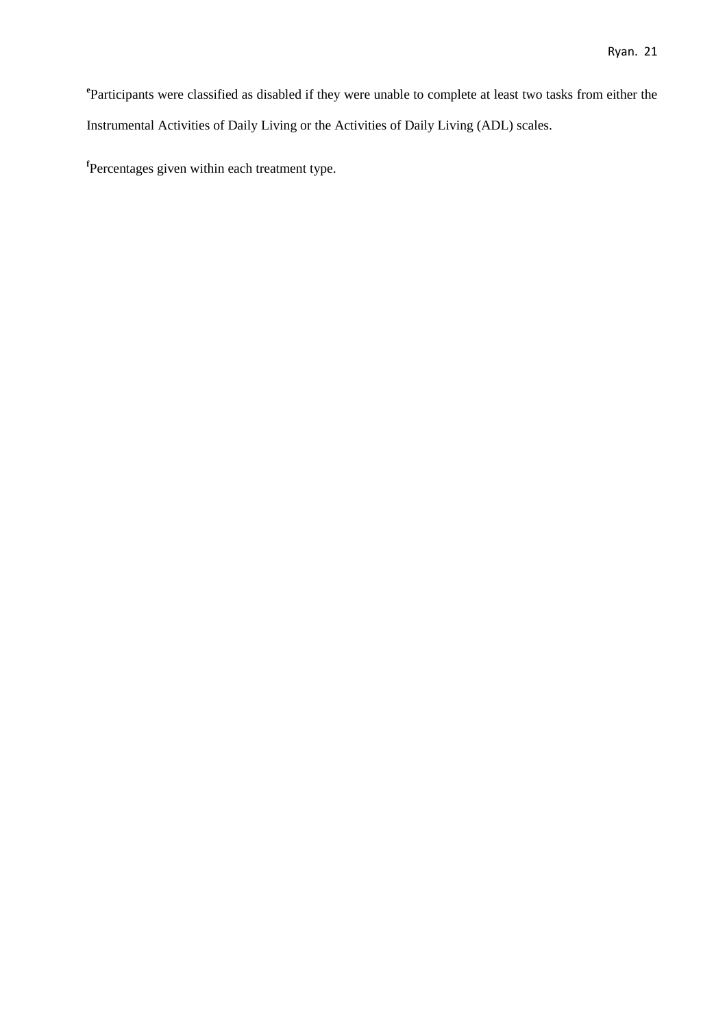[e]Participants were classified as disabled if they were unable to complete at least two tasks from either the Instrumental Activities of Daily Living or the Activities of Daily Living (ADL) scales.

[f]Percentages given within each treatment type.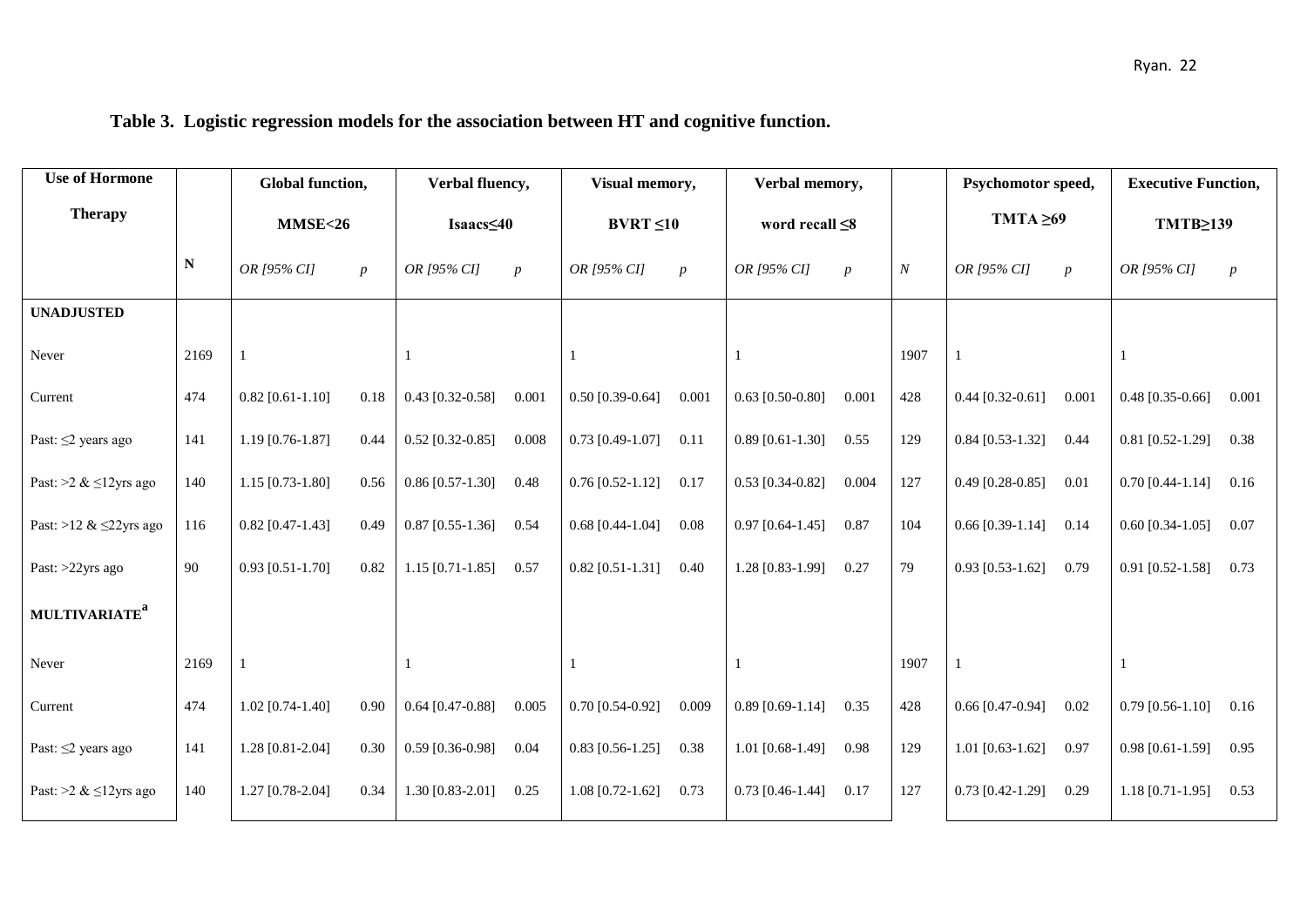**Table 3. Logistic regression models for the association between HT and cognitive function.**

| Use of Hormone Therapy | | Global function, MMSE<26 | | Verbal fluency, Isaacs≤40 | | Visual memory, BVRT ≤10 | | Verbal memory, word recall ≤8 | | | Psychomotor speed, TMTA ≥69 | | Executive Function, TMTB≥139 | |
|---|---|---|---|---|---|---|---|---|---|---|---|---|---|---|
| | N | *OR [95% CI]* | *p* | *OR [95% CI]* | *p* | *OR [95% CI]* | *p* | *OR [95% CI]* | *p* | *N* | *OR [95% CI]* | *p* | *OR [95% CI]* | *p* |
| **UNADJUSTED** | | | | | | | | | | | | | | |
| Never | 2169 | 1 | | 1 | | 1 | | 1 | | 1907 | 1 | | 1 | |
| Current | 474 | 0.82 [0.61-1.10] | 0.18 | 0.43 [0.32-0.58] | 0.001 | 0.50 [0.39-0.64] | 0.001 | 0.63 [0.50-0.80] | 0.001 | 428 | 0.44 [0.32-0.61] | 0.001 | 0.48 [0.35-0.66] | 0.001 |
| Past: ≤2 years ago | 141 | 1.19 [0.76-1.87] | 0.44 | 0.52 [0.32-0.85] | 0.008 | 0.73 [0.49-1.07] | 0.11 | 0.89 [0.61-1.30] | 0.55 | 129 | 0.84 [0.53-1.32] | 0.44 | 0.81 [0.52-1.29] | 0.38 |
| Past: >2 & ≤12yrs ago | 140 | 1.15 [0.73-1.80] | 0.56 | 0.86 [0.57-1.30] | 0.48 | 0.76 [0.52-1.12] | 0.17 | 0.53 [0.34-0.82] | 0.004 | 127 | 0.49 [0.28-0.85] | 0.01 | 0.70 [0.44-1.14] | 0.16 |
| Past: >12 & ≤22yrs ago | 116 | 0.82 [0.47-1.43] | 0.49 | 0.87 [0.55-1.36] | 0.54 | 0.68 [0.44-1.04] | 0.08 | 0.97 [0.64-1.45] | 0.87 | 104 | 0.66 [0.39-1.14] | 0.14 | 0.60 [0.34-1.05] | 0.07 |
| Past: >22yrs ago | 90 | 0.93 [0.51-1.70] | 0.82 | 1.15 [0.71-1.85] | 0.57 | 0.82 [0.51-1.31] | 0.40 | 1.28 [0.83-1.99] | 0.27 | 79 | 0.93 [0.53-1.62] | 0.79 | 0.91 [0.52-1.58] | 0.73 |
| **MULTIVARIATE[a]** | | | | | | | | | | | | | | |
| Never | 2169 | 1 | | 1 | | 1 | | 1 | | 1907 | 1 | | 1 | |
| Current | 474 | 1.02 [0.74-1.40] | 0.90 | 0.64 [0.47-0.88] | 0.005 | 0.70 [0.54-0.92] | 0.009 | 0.89 [0.69-1.14] | 0.35 | 428 | 0.66 [0.47-0.94] | 0.02 | 0.79 [0.56-1.10] | 0.16 |
| Past: ≤2 years ago | 141 | 1.28 [0.81-2.04] | 0.30 | 0.59 [0.36-0.98] | 0.04 | 0.83 [0.56-1.25] | 0.38 | 1.01 [0.68-1.49] | 0.98 | 129 | 1.01 [0.63-1.62] | 0.97 | 0.98 [0.61-1.59] | 0.95 |
| Past: >2 & ≤12yrs ago | 140 | 1.27 [0.78-2.04] | 0.34 | 1.30 [0.83-2.01] | 0.25 | 1.08 [0.72-1.62] | 0.73 | 0.73 [0.46-1.44] | 0.17 | 127 | 0.73 [0.42-1.29] | 0.29 | 1.18 [0.71-1.95] | 0.53 |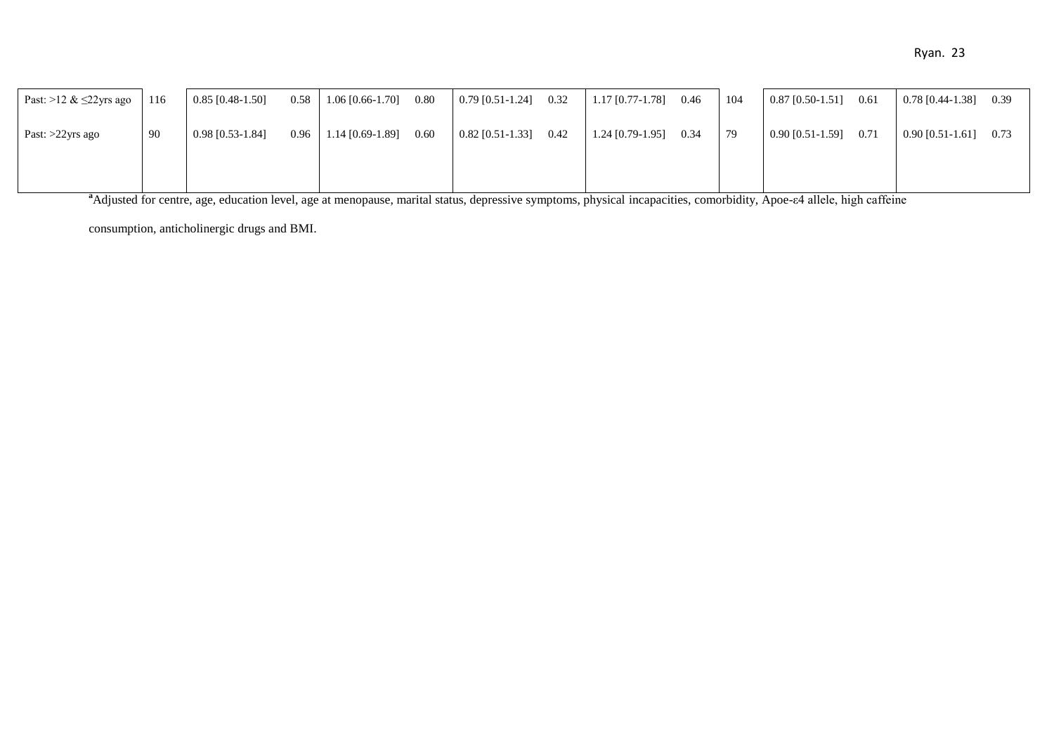| | | | | | | | | | | | | | | | |
|---|---|---|---|---|---|---|---|---|---|---|---|---|---|---|---|
| Past: >12 & ≤22yrs ago | 116 | 0.85 [0.48-1.50] | 0.58 | 1.06 [0.66-1.70] | 0.80 | 0.79 [0.51-1.24] | 0.32 | 1.17 [0.77-1.78] | 0.46 | 104 | 0.87 [0.50-1.51] | 0.61 | 0.78 [0.44-1.38] | 0.39 |
| Past: >22yrs ago | 90 | 0.98 [0.53-1.84] | 0.96 | 1.14 [0.69-1.89] | 0.60 | 0.82 [0.51-1.33] | 0.42 | 1.24 [0.79-1.95] | 0.34 | 79 | 0.90 [0.51-1.59] | 0.71 | 0.90 [0.51-1.61] | 0.73 |

[a]Adjusted for centre, age, education level, age at menopause, marital status, depressive symptoms, physical incapacities, comorbidity, Apoe-ε4 allele, high caffeine consumption, anticholinergic drugs and BMI.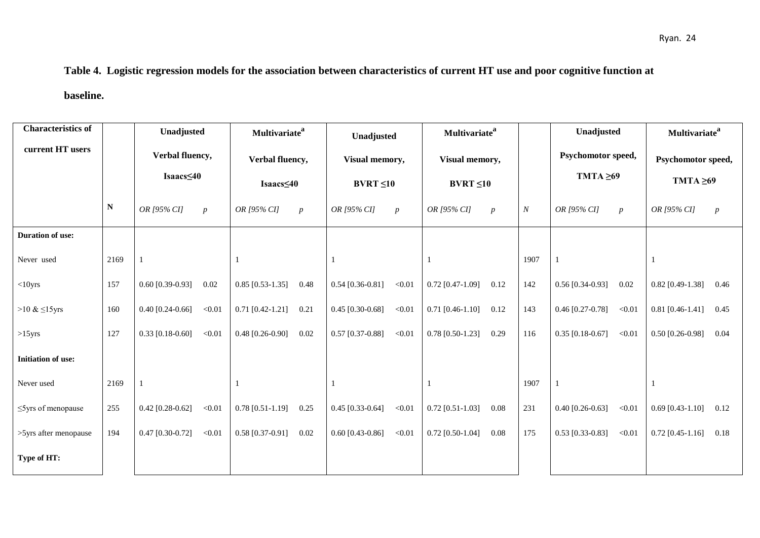**Table 4. Logistic regression models for the association between characteristics of current HT use and poor cognitive function at baseline.**

| Characteristics of current HT users | N | Unadjusted Verbal fluency, Isaacs≤40 | | Multivariate[a] Verbal fluency, Isaacs≤40 | | Unadjusted Visual memory, BVRT ≤10 | | Multivariate[a] Visual memory, BVRT ≤10 | | N | Unadjusted Psychomotor speed, TMTA ≥69 | | Multivariate[a] Psychomotor speed, TMTA ≥69 | |
|---|---|---|---|---|---|---|---|---|---|---|---|---|---|---|
| | | *OR [95% CI]* | *p* | *OR [95% CI]* | *p* | *OR [95% CI]* | *p* | *OR [95% CI]* | *p* | | *OR [95% CI]* | *p* | *OR [95% CI]* | *p* |
| **Duration of use:** | | | | | | | | | | | | | | |
| Never used | 2169 | 1 | | 1 | | 1 | | 1 | | 1907 | 1 | | 1 | |
| <10yrs | 157 | 0.60 [0.39-0.93] | 0.02 | 0.85 [0.53-1.35] | 0.48 | 0.54 [0.36-0.81] | <0.01 | 0.72 [0.47-1.09] | 0.12 | 142 | 0.56 [0.34-0.93] | 0.02 | 0.82 [0.49-1.38] | 0.46 |
| >10 & ≤15yrs | 160 | 0.40 [0.24-0.66] | <0.01 | 0.71 [0.42-1.21] | 0.21 | 0.45 [0.30-0.68] | <0.01 | 0.71 [0.46-1.10] | 0.12 | 143 | 0.46 [0.27-0.78] | <0.01 | 0.81 [0.46-1.41] | 0.45 |
| >15yrs | 127 | 0.33 [0.18-0.60] | <0.01 | 0.48 [0.26-0.90] | 0.02 | 0.57 [0.37-0.88] | <0.01 | 0.78 [0.50-1.23] | 0.29 | 116 | 0.35 [0.18-0.67] | <0.01 | 0.50 [0.26-0.98] | 0.04 |
| **Initiation of use:** | | | | | | | | | | | | | | |
| Never used | 2169 | 1 | | 1 | | 1 | | 1 | | 1907 | 1 | | 1 | |
| ≤5yrs of menopause | 255 | 0.42 [0.28-0.62] | <0.01 | 0.78 [0.51-1.19] | 0.25 | 0.45 [0.33-0.64] | <0.01 | 0.72 [0.51-1.03] | 0.08 | 231 | 0.40 [0.26-0.63] | <0.01 | 0.69 [0.43-1.10] | 0.12 |
| >5yrs after menopause | 194 | 0.47 [0.30-0.72] | <0.01 | 0.58 [0.37-0.91] | 0.02 | 0.60 [0.43-0.86] | <0.01 | 0.72 [0.50-1.04] | 0.08 | 175 | 0.53 [0.33-0.83] | <0.01 | 0.72 [0.45-1.16] | 0.18 |
| **Type of HT:** | | | | | | | | | | | | | | |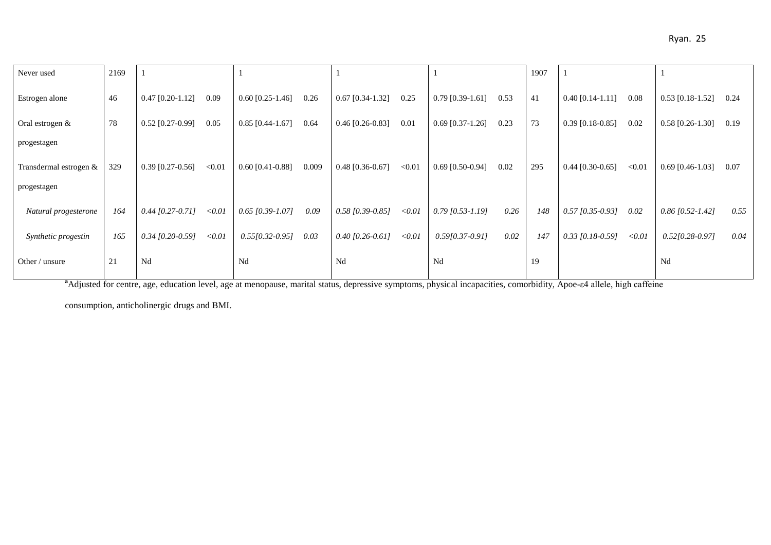| | | | | | | | | | | | | | | | |
|---|---|---|---|---|---|---|---|---|---|---|---|---|---|---|---|
| Never used | 2169 | 1 | | 1 | | 1 | | 1 | | 1907 | 1 | | 1 | |
| Estrogen alone | 46 | 0.47 [0.20-1.12] | 0.09 | 0.60 [0.25-1.46] | 0.26 | 0.67 [0.34-1.32] | 0.25 | 0.79 [0.39-1.61] | 0.53 | 41 | 0.40 [0.14-1.11] | 0.08 | 0.53 [0.18-1.52] | 0.24 |
| Oral estrogen & progestagen | 78 | 0.52 [0.27-0.99] | 0.05 | 0.85 [0.44-1.67] | 0.64 | 0.46 [0.26-0.83] | 0.01 | 0.69 [0.37-1.26] | 0.23 | 73 | 0.39 [0.18-0.85] | 0.02 | 0.58 [0.26-1.30] | 0.19 |
| Transdermal estrogen & progestagen | 329 | 0.39 [0.27-0.56] | <0.01 | 0.60 [0.41-0.88] | 0.009 | 0.48 [0.36-0.67] | <0.01 | 0.69 [0.50-0.94] | 0.02 | 295 | 0.44 [0.30-0.65] | <0.01 | 0.69 [0.46-1.03] | 0.07 |
| *Natural progesterone* | *164* | *0.44 [0.27-0.71]* | *<0.01* | *0.65 [0.39-1.07]* | *0.09* | *0.58 [0.39-0.85]* | *<0.01* | *0.79 [0.53-1.19]* | *0.26* | *148* | *0.57 [0.35-0.93]* | *0.02* | *0.86 [0.52-1.42]* | *0.55* |
| *Synthetic progestin* | *165* | *0.34 [0.20-0.59]* | *<0.01* | *0.55[0.32-0.95]* | *0.03* | *0.40 [0.26-0.61]* | *<0.01* | *0.59[0.37-0.91]* | *0.02* | *147* | *0.33 [0.18-0.59]* | *<0.01* | *0.52[0.28-0.97]* | *0.04* |
| Other / unsure | 21 | Nd | | Nd | | Nd | | Nd | | 19 | | | Nd | |

[a]Adjusted for centre, age, education level, age at menopause, marital status, depressive symptoms, physical incapacities, comorbidity, Apoe-ε4 allele, high caffeine consumption, anticholinergic drugs and BMI.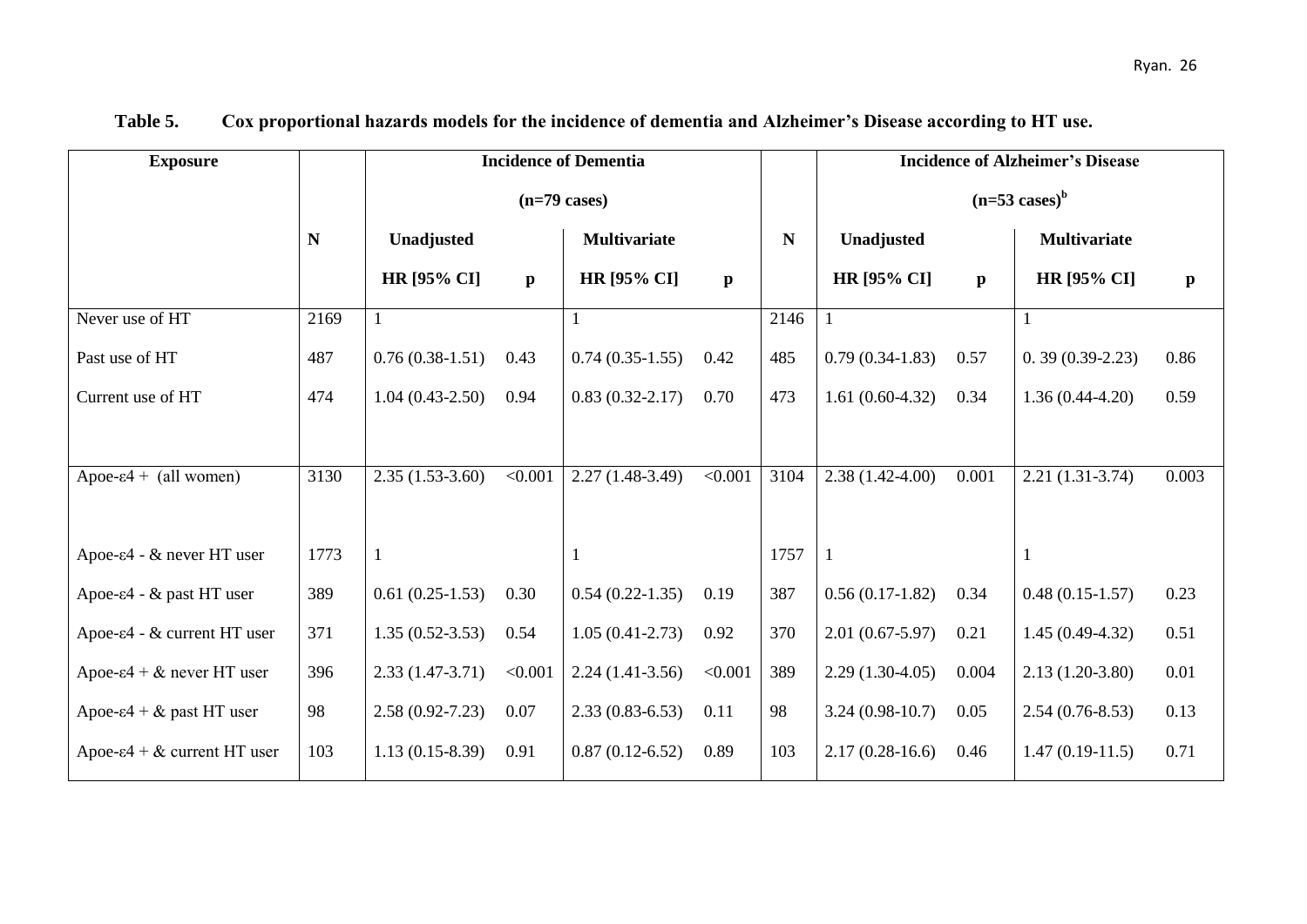**Table 5. Cox proportional hazards models for the incidence of dementia and Alzheimer's Disease according to HT use.**

| Exposure | | Incidence of Dementia (n=79 cases) | | | | | Incidence of Alzheimer's Disease (n=53 cases)[b] | | | |
|---|---|---|---|---|---|---|---|---|---|---|
| | N | Unadjusted | | Multivariate | | N | Unadjusted | | Multivariate | |
| | | HR [95% CI] | p | HR [95% CI] | p | | HR [95% CI] | p | HR [95% CI] | p |
| Never use of HT | 2169 | 1 | | 1 | | 2146 | 1 | | 1 | |
| Past use of HT | 487 | 0.76 (0.38-1.51) | 0.43 | 0.74 (0.35-1.55) | 0.42 | 485 | 0.79 (0.34-1.83) | 0.57 | 0. 39 (0.39-2.23) | 0.86 |
| Current use of HT | 474 | 1.04 (0.43-2.50) | 0.94 | 0.83 (0.32-2.17) | 0.70 | 473 | 1.61 (0.60-4.32) | 0.34 | 1.36 (0.44-4.20) | 0.59 |
| | | | | | | | | | | |
| Apoe-ε4 + (all women) | 3130 | 2.35 (1.53-3.60) | <0.001 | 2.27 (1.48-3.49) | <0.001 | 3104 | 2.38 (1.42-4.00) | 0.001 | 2.21 (1.31-3.74) | 0.003 |
| | | | | | | | | | | |
| Apoe-ε4 - & never HT user | 1773 | 1 | | 1 | | 1757 | 1 | | 1 | |
| Apoe-ε4 - & past HT user | 389 | 0.61 (0.25-1.53) | 0.30 | 0.54 (0.22-1.35) | 0.19 | 387 | 0.56 (0.17-1.82) | 0.34 | 0.48 (0.15-1.57) | 0.23 |
| Apoe-ε4 - & current HT user | 371 | 1.35 (0.52-3.53) | 0.54 | 1.05 (0.41-2.73) | 0.92 | 370 | 2.01 (0.67-5.97) | 0.21 | 1.45 (0.49-4.32) | 0.51 |
| Apoe-ε4 + & never HT user | 396 | 2.33 (1.47-3.71) | <0.001 | 2.24 (1.41-3.56) | <0.001 | 389 | 2.29 (1.30-4.05) | 0.004 | 2.13 (1.20-3.80) | 0.01 |
| Apoe-ε4 + & past HT user | 98 | 2.58 (0.92-7.23) | 0.07 | 2.33 (0.83-6.53) | 0.11 | 98 | 3.24 (0.98-10.7) | 0.05 | 2.54 (0.76-8.53) | 0.13 |
| Apoe-ε4 + & current HT user | 103 | 1.13 (0.15-8.39) | 0.91 | 0.87 (0.12-6.52) | 0.89 | 103 | 2.17 (0.28-16.6) | 0.46 | 1.47 (0.19-11.5) | 0.71 |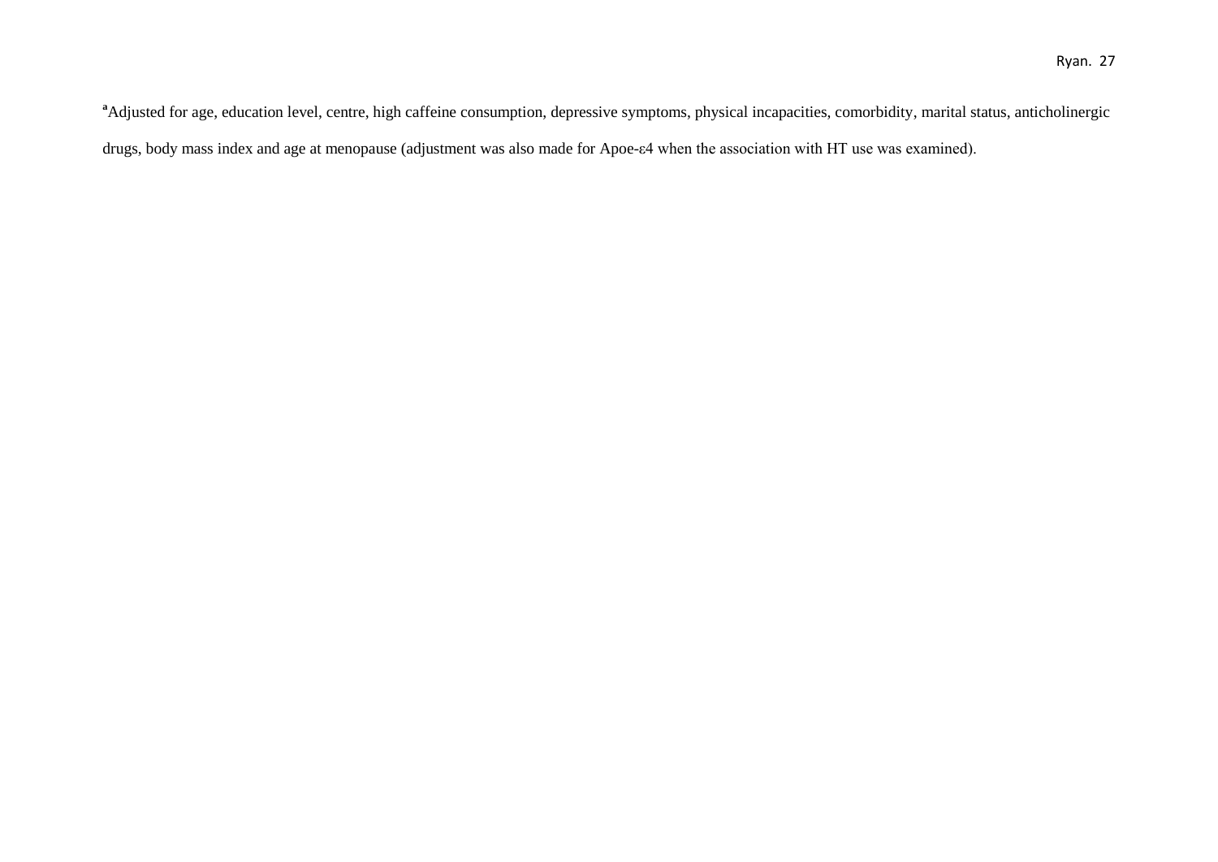[a]Adjusted for age, education level, centre, high caffeine consumption, depressive symptoms, physical incapacities, comorbidity, marital status, anticholinergic drugs, body mass index and age at menopause (adjustment was also made for Apoe-ε4 when the association with HT use was examined).